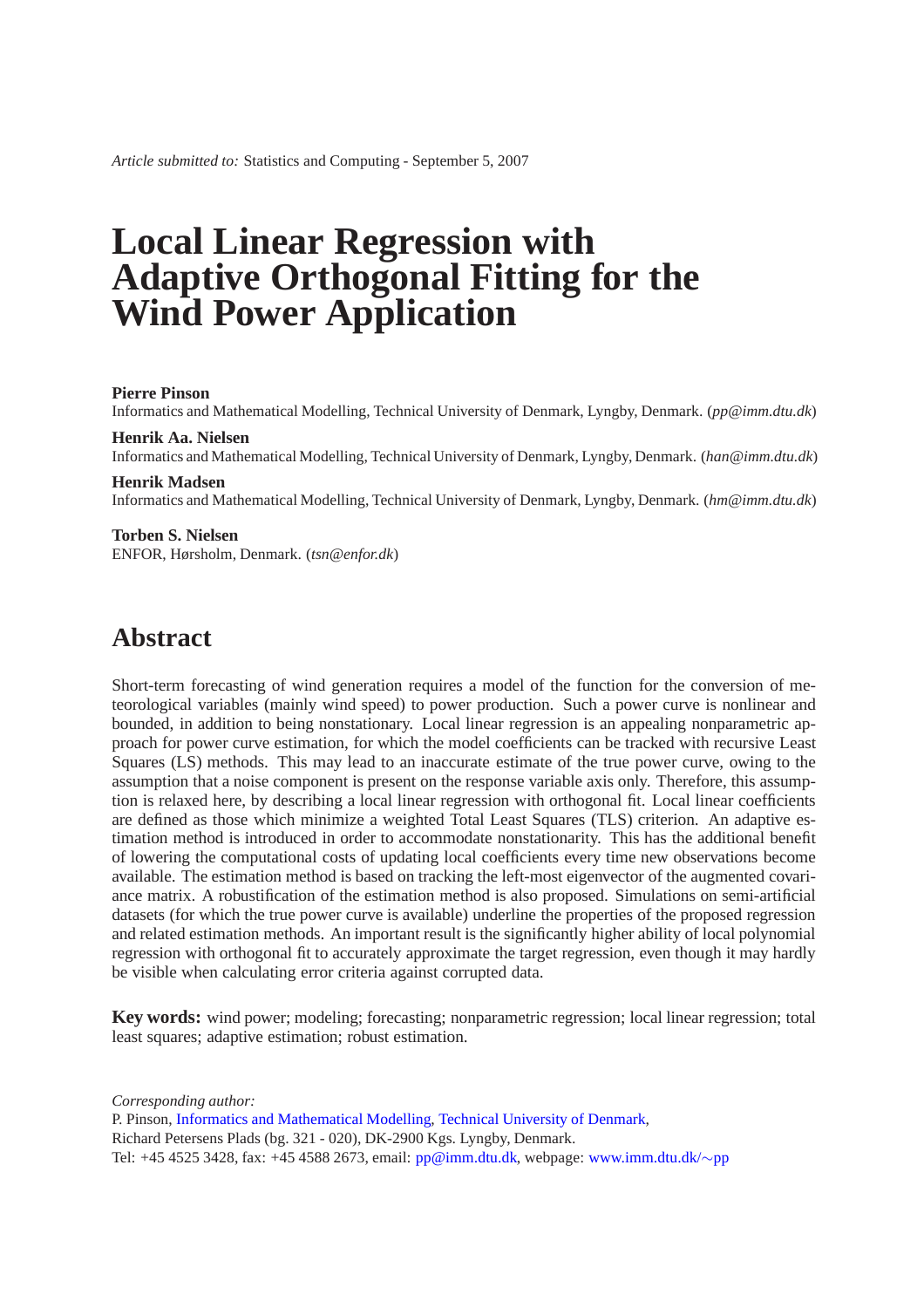*Article submitted to:* Statistics and Computing - September 5, 2007

# Local Linear Regression with Adaptive Orthogonal Fitting for the Wind Power Application

**Pierre Pinson**
Informatics and Mathematical Modelling, Technical University of Denmark, Lyngby, Denmark. (*pp@imm.dtu.dk*)

**Henrik Aa. Nielsen**
Informatics and Mathematical Modelling, Technical University of Denmark, Lyngby, Denmark. (*han@imm.dtu.dk*)

**Henrik Madsen**
Informatics and Mathematical Modelling, Technical University of Denmark, Lyngby, Denmark. (*hm@imm.dtu.dk*)

**Torben S. Nielsen**
ENFOR, Hørsholm, Denmark. (*tsn@enfor.dk*)

## Abstract

Short-term forecasting of wind generation requires a model of the function for the conversion of meteorological variables (mainly wind speed) to power production. Such a power curve is nonlinear and bounded, in addition to being nonstationary. Local linear regression is an appealing nonparametric approach for power curve estimation, for which the model coefficients can be tracked with recursive Least Squares (LS) methods. This may lead to an inaccurate estimate of the true power curve, owing to the assumption that a noise component is present on the response variable axis only. Therefore, this assumption is relaxed here, by describing a local linear regression with orthogonal fit. Local linear coefficients are defined as those which minimize a weighted Total Least Squares (TLS) criterion. An adaptive estimation method is introduced in order to accommodate nonstationarity. This has the additional benefit of lowering the computational costs of updating local coefficients every time new observations become available. The estimation method is based on tracking the left-most eigenvector of the augmented covariance matrix. A robustification of the estimation method is also proposed. Simulations on semi-artificial datasets (for which the true power curve is available) underline the properties of the proposed regression and related estimation methods. An important result is the significantly higher ability of local polynomial regression with orthogonal fit to accurately approximate the target regression, even though it may hardly be visible when calculating error criteria against corrupted data.

**Key words:** wind power; modeling; forecasting; nonparametric regression; local linear regression; total least squares; adaptive estimation; robust estimation.

*Corresponding author:*
P. Pinson, Informatics and Mathematical Modelling, Technical University of Denmark,
Richard Petersens Plads (bg. 321 - 020), DK-2900 Kgs. Lyngby, Denmark.
Tel: +45 4525 3428, fax: +45 4588 2673, email: pp@imm.dtu.dk, webpage: www.imm.dtu.dk/∼pp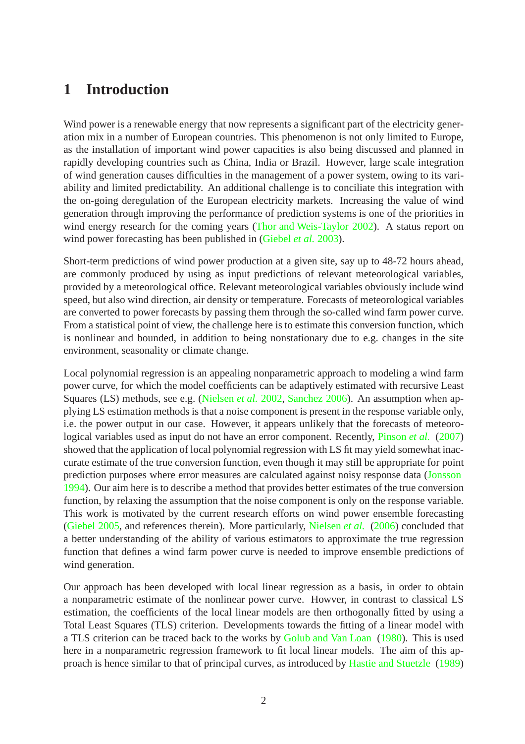# 1 Introduction

Wind power is a renewable energy that now represents a significant part of the electricity generation mix in a number of European countries. This phenomenon is not only limited to Europe, as the installation of important wind power capacities is also being discussed and planned in rapidly developing countries such as China, India or Brazil. However, large scale integration of wind generation causes difficulties in the management of a power system, owing to its variability and limited predictability. An additional challenge is to conciliate this integration with the on-going deregulation of the European electricity markets. Increasing the value of wind generation through improving the performance of prediction systems is one of the priorities in wind energy research for the coming years (Thor and Weis-Taylor 2002). A status report on wind power forecasting has been published in (Giebel *et al.* 2003).

Short-term predictions of wind power production at a given site, say up to 48-72 hours ahead, are commonly produced by using as input predictions of relevant meteorological variables, provided by a meteorological office. Relevant meteorological variables obviously include wind speed, but also wind direction, air density or temperature. Forecasts of meteorological variables are converted to power forecasts by passing them through the so-called wind farm power curve. From a statistical point of view, the challenge here is to estimate this conversion function, which is nonlinear and bounded, in addition to being nonstationary due to e.g. changes in the site environment, seasonality or climate change.

Local polynomial regression is an appealing nonparametric approach to modeling a wind farm power curve, for which the model coefficients can be adaptively estimated with recursive Least Squares (LS) methods, see e.g. (Nielsen *et al.* 2002, Sanchez 2006). An assumption when applying LS estimation methods is that a noise component is present in the response variable only, i.e. the power output in our case. However, it appears unlikely that the forecasts of meteorological variables used as input do not have an error component. Recently, Pinson *et al.* (2007) showed that the application of local polynomial regression with LS fit may yield somewhat inaccurate estimate of the true conversion function, even though it may still be appropriate for point prediction purposes where error measures are calculated against noisy response data (Jonsson 1994). Our aim here is to describe a method that provides better estimates of the true conversion function, by relaxing the assumption that the noise component is only on the response variable. This work is motivated by the current research efforts on wind power ensemble forecasting (Giebel 2005, and references therein). More particularly, Nielsen *et al.* (2006) concluded that a better understanding of the ability of various estimators to approximate the true regression function that defines a wind farm power curve is needed to improve ensemble predictions of wind generation.

Our approach has been developed with local linear regression as a basis, in order to obtain a nonparametric estimate of the nonlinear power curve. Howver, in contrast to classical LS estimation, the coefficients of the local linear models are then orthogonally fitted by using a Total Least Squares (TLS) criterion. Developments towards the fitting of a linear model with a TLS criterion can be traced back to the works by Golub and Van Loan (1980). This is used here in a nonparametric regression framework to fit local linear models. The aim of this approach is hence similar to that of principal curves, as introduced by Hastie and Stuetzle (1989)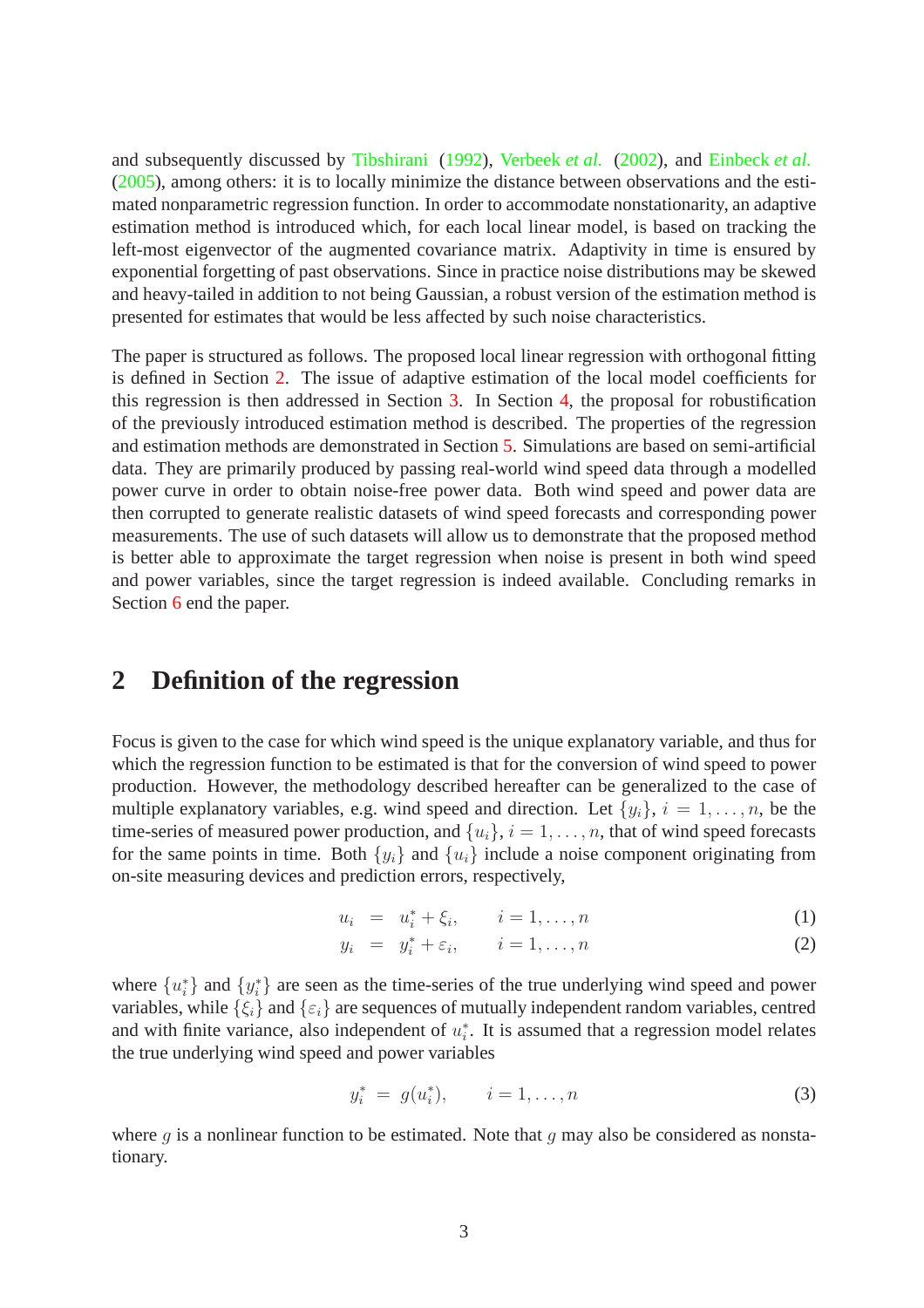and subsequently discussed by Tibshirani (1992), Verbeek *et al.* (2002), and Einbeck *et al.* (2005), among others: it is to locally minimize the distance between observations and the estimated nonparametric regression function. In order to accommodate nonstationarity, an adaptive estimation method is introduced which, for each local linear model, is based on tracking the left-most eigenvector of the augmented covariance matrix. Adaptivity in time is ensured by exponential forgetting of past observations. Since in practice noise distributions may be skewed and heavy-tailed in addition to not being Gaussian, a robust version of the estimation method is presented for estimates that would be less affected by such noise characteristics.

The paper is structured as follows. The proposed local linear regression with orthogonal fitting is defined in Section 2. The issue of adaptive estimation of the local model coefficients for this regression is then addressed in Section 3. In Section 4, the proposal for robustification of the previously introduced estimation method is described. The properties of the regression and estimation methods are demonstrated in Section 5. Simulations are based on semi-artificial data. They are primarily produced by passing real-world wind speed data through a modelled power curve in order to obtain noise-free power data. Both wind speed and power data are then corrupted to generate realistic datasets of wind speed forecasts and corresponding power measurements. The use of such datasets will allow us to demonstrate that the proposed method is better able to approximate the target regression when noise is present in both wind speed and power variables, since the target regression is indeed available. Concluding remarks in Section 6 end the paper.

## 2 Definition of the regression

Focus is given to the case for which wind speed is the unique explanatory variable, and thus for which the regression function to be estimated is that for the conversion of wind speed to power production. However, the methodology described hereafter can be generalized to the case of multiple explanatory variables, e.g. wind speed and direction. Let $\{y_i\}$, $i = 1, \dots, n$, be the time-series of measured power production, and $\{u_i\}$, $i = 1, \dots, n$, that of wind speed forecasts for the same points in time. Both $\{y_i\}$ and $\{u_i\}$ include a noise component originating from on-site measuring devices and prediction errors, respectively,

$$u_i = u_i^* + \xi_i, \qquad i = 1, \dots, n \tag{1}$$

$$y_i = y_i^* + \varepsilon_i, \qquad i = 1, \dots, n \tag{2}$$

where $\{u_i^*\}$ and $\{y_i^*\}$ are seen as the time-series of the true underlying wind speed and power variables, while $\{\xi_i\}$ and $\{\varepsilon_i\}$ are sequences of mutually independent random variables, centred and with finite variance, also independent of $u_i^*$. It is assumed that a regression model relates the true underlying wind speed and power variables

$$y_i^* = g(u_i^*), \qquad i = 1, \dots, n \tag{3}$$

where $g$ is a nonlinear function to be estimated. Note that $g$ may also be considered as nonstationary.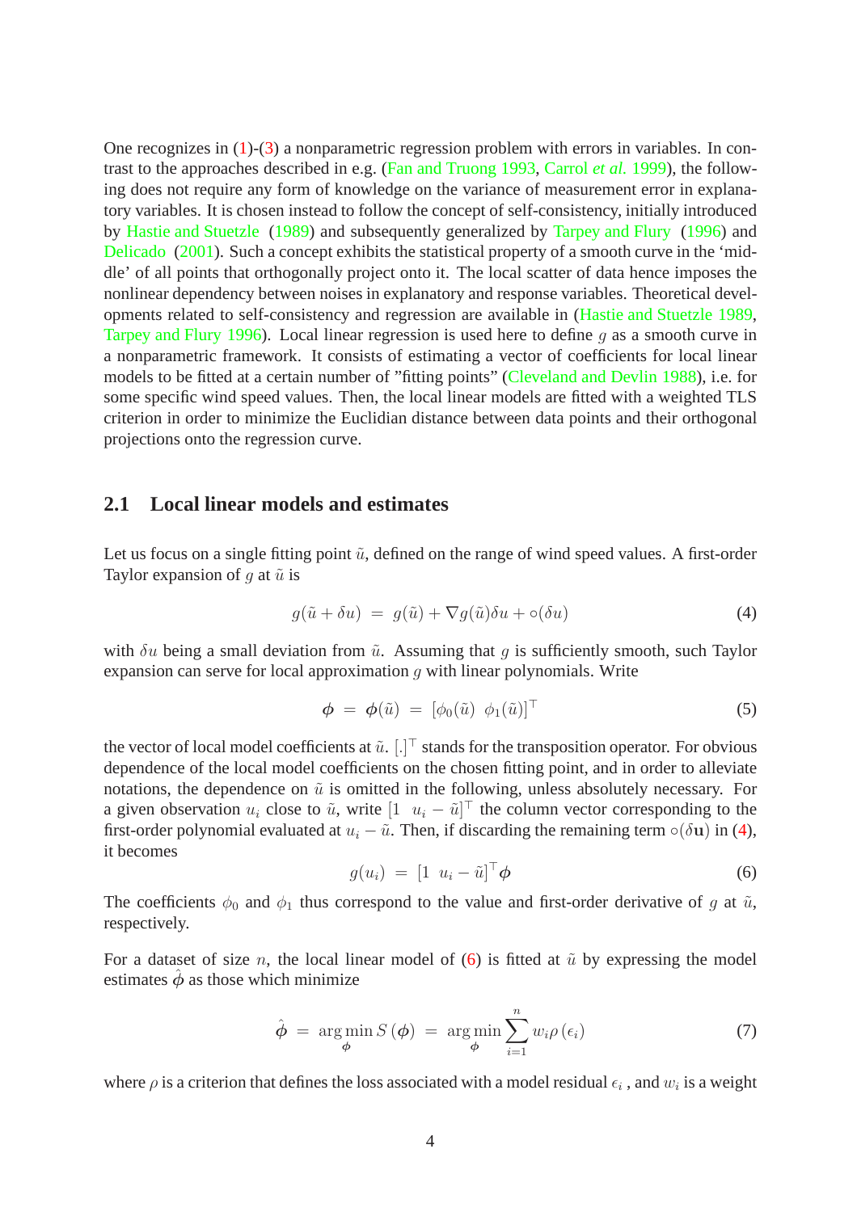One recognizes in (1)-(3) a nonparametric regression problem with errors in variables. In contrast to the approaches described in e.g. (Fan and Truong 1993, Carrol *et al.* 1999), the following does not require any form of knowledge on the variance of measurement error in explanatory variables. It is chosen instead to follow the concept of self-consistency, initially introduced by Hastie and Stuetzle (1989) and subsequently generalized by Tarpey and Flury (1996) and Delicado (2001). Such a concept exhibits the statistical property of a smooth curve in the 'middle' of all points that orthogonally project onto it. The local scatter of data hence imposes the nonlinear dependency between noises in explanatory and response variables. Theoretical developments related to self-consistency and regression are available in (Hastie and Stuetzle 1989, Tarpey and Flury 1996). Local linear regression is used here to define $g$ as a smooth curve in a nonparametric framework. It consists of estimating a vector of coefficients for local linear models to be fitted at a certain number of "fitting points" (Cleveland and Devlin 1988), i.e. for some specific wind speed values. Then, the local linear models are fitted with a weighted TLS criterion in order to minimize the Euclidian distance between data points and their orthogonal projections onto the regression curve.

## 2.1 Local linear models and estimates

Let us focus on a single fitting point $\tilde{u}$, defined on the range of wind speed values. A first-order Taylor expansion of $g$ at $\tilde{u}$ is

$$g(\tilde{u} + \delta u) \;=\; g(\tilde{u}) + \nabla g(\tilde{u})\delta u + \circ(\delta u) \tag{4}$$

with $\delta u$ being a small deviation from $\tilde{u}$. Assuming that $g$ is sufficiently smooth, such Taylor expansion can serve for local approximation $g$ with linear polynomials. Write

$$\boldsymbol{\phi} \;=\; \boldsymbol{\phi}(\tilde{u}) \;=\; [\phi_0(\tilde{u}) \;\; \phi_1(\tilde{u})]^\top \tag{5}$$

the vector of local model coefficients at $\tilde{u}$. $[.]^\top$ stands for the transposition operator. For obvious dependence of the local model coefficients on the chosen fitting point, and in order to alleviate notations, the dependence on $\tilde{u}$ is omitted in the following, unless absolutely necessary. For a given observation $u_i$ close to $\tilde{u}$, write $[1 \;\; u_i - \tilde{u}]^\top$ the column vector corresponding to the first-order polynomial evaluated at $u_i - \tilde{u}$. Then, if discarding the remaining term $\circ(\delta \mathbf{u})$ in (4), it becomes

$$g(u_i) \;=\; [1 \;\; u_i - \tilde{u}]^\top \boldsymbol{\phi} \tag{6}$$

The coefficients $\phi_0$ and $\phi_1$ thus correspond to the value and first-order derivative of $g$ at $\tilde{u}$, respectively.

For a dataset of size $n$, the local linear model of (6) is fitted at $\tilde{u}$ by expressing the model estimates $\hat{\boldsymbol{\phi}}$ as those which minimize

$$\hat{\boldsymbol{\phi}} \;=\; \arg\min_{\boldsymbol{\phi}} S(\boldsymbol{\phi}) \;=\; \arg\min_{\boldsymbol{\phi}} \sum_{i=1}^{n} w_i \rho(\epsilon_i) \tag{7}$$

where $\rho$ is a criterion that defines the loss associated with a model residual $\epsilon_i$ , and $w_i$ is a weight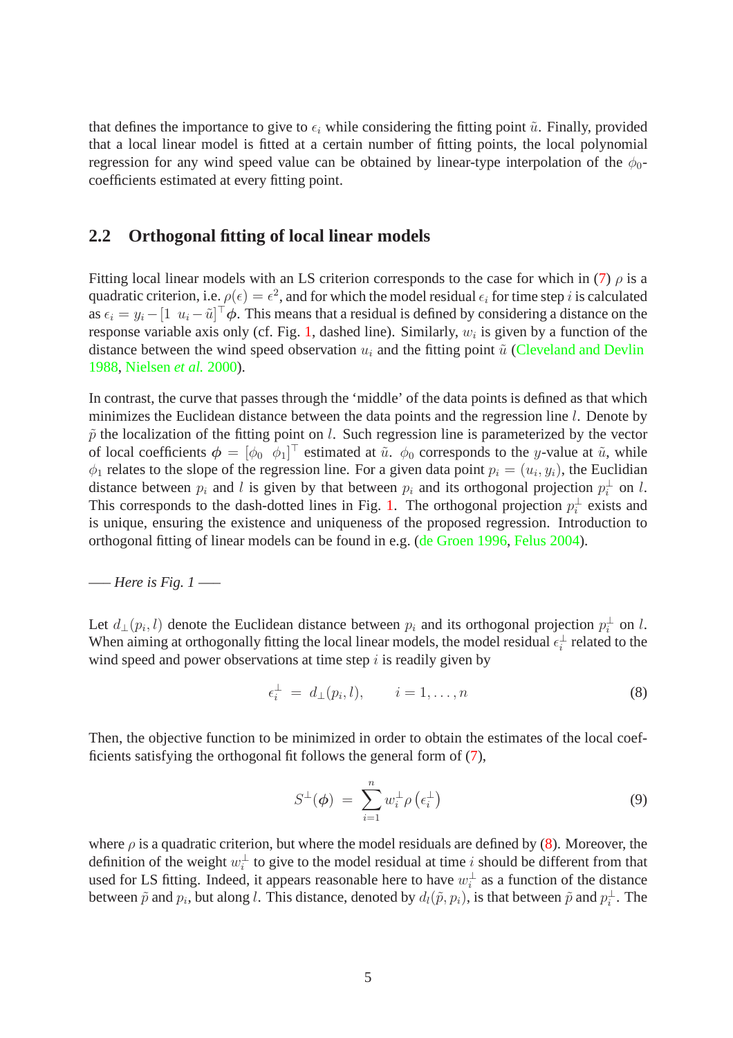that defines the importance to give to $\epsilon_i$ while considering the fitting point $\tilde{u}$. Finally, provided that a local linear model is fitted at a certain number of fitting points, the local polynomial regression for any wind speed value can be obtained by linear-type interpolation of the $\phi_0$-coefficients estimated at every fitting point.

## 2.2 Orthogonal fitting of local linear models

Fitting local linear models with an LS criterion corresponds to the case for which in (7) $\rho$ is a quadratic criterion, i.e. $\rho(\epsilon) = \epsilon^2$, and for which the model residual $\epsilon_i$ for time step $i$ is calculated as $\epsilon_i = y_i - [1 \;\; u_i - \tilde{u}]^\top \boldsymbol{\phi}$. This means that a residual is defined by considering a distance on the response variable axis only (cf. Fig. 1, dashed line). Similarly, $w_i$ is given by a function of the distance between the wind speed observation $u_i$ and the fitting point $\tilde{u}$ (Cleveland and Devlin 1988, Nielsen *et al.* 2000).

In contrast, the curve that passes through the 'middle' of the data points is defined as that which minimizes the Euclidean distance between the data points and the regression line $l$. Denote by $\tilde{p}$ the localization of the fitting point on $l$. Such regression line is parameterized by the vector of local coefficients $\boldsymbol{\phi} = [\phi_0 \;\; \phi_1]^\top$ estimated at $\tilde{u}$. $\phi_0$ corresponds to the $y$-value at $\tilde{u}$, while $\phi_1$ relates to the slope of the regression line. For a given data point $p_i = (u_i, y_i)$, the Euclidian distance between $p_i$ and $l$ is given by that between $p_i$ and its orthogonal projection $p_i^\perp$ on $l$. This corresponds to the dash-dotted lines in Fig. 1. The orthogonal projection $p_i^\perp$ exists and is unique, ensuring the existence and uniqueness of the proposed regression. Introduction to orthogonal fitting of linear models can be found in e.g. (de Groen 1996, Felus 2004).

—– *Here is Fig. 1* —–

Let $d_\perp(p_i, l)$ denote the Euclidean distance between $p_i$ and its orthogonal projection $p_i^\perp$ on $l$. When aiming at orthogonally fitting the local linear models, the model residual $\epsilon_i^\perp$ related to the wind speed and power observations at time step $i$ is readily given by

$$\epsilon_i^\perp \; = \; d_\perp(p_i, l), \qquad i = 1, \ldots, n \tag{8}$$

Then, the objective function to be minimized in order to obtain the estimates of the local coefficients satisfying the orthogonal fit follows the general form of (7),

$$S^\perp(\boldsymbol{\phi}) \; = \; \sum_{i=1}^{n} w_i^\perp \rho\left(\epsilon_i^\perp\right) \tag{9}$$

where $\rho$ is a quadratic criterion, but where the model residuals are defined by (8). Moreover, the definition of the weight $w_i^\perp$ to give to the model residual at time $i$ should be different from that used for LS fitting. Indeed, it appears reasonable here to have $w_i^\perp$ as a function of the distance between $\tilde{p}$ and $p_i$, but along $l$. This distance, denoted by $d_l(\tilde{p}, p_i)$, is that between $\tilde{p}$ and $p_i^\perp$. The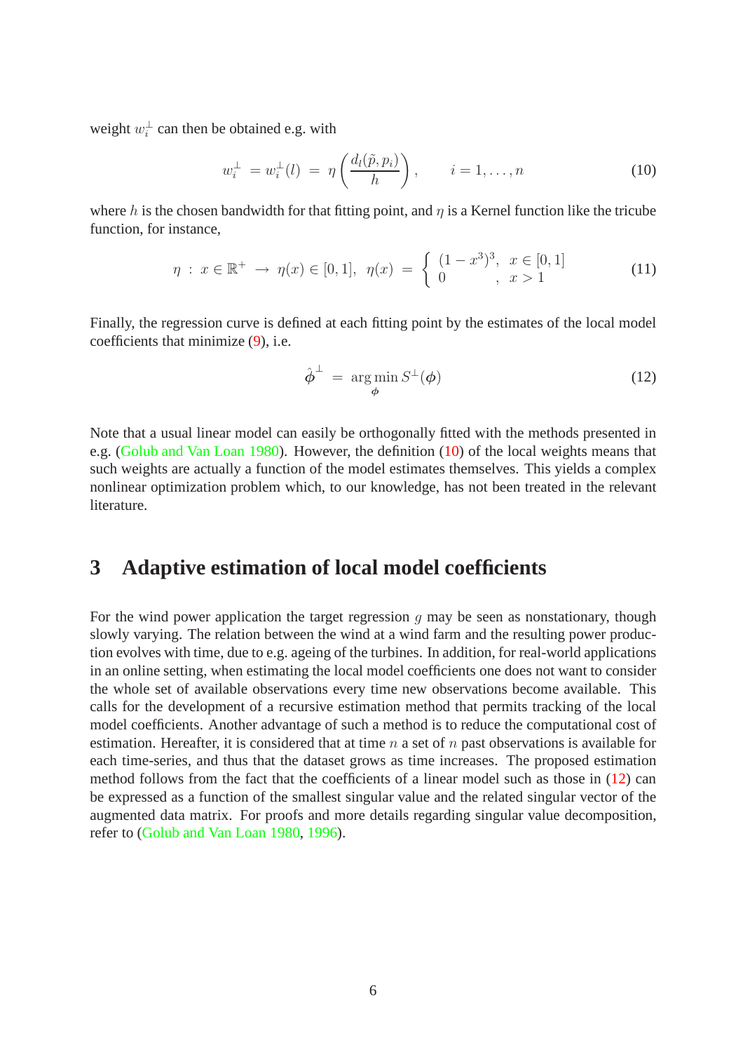weight $w_i^\perp$ can then be obtained e.g. with

$$w_i^\perp = w_i^\perp(l) = \eta\left(\frac{d_l(\tilde{p}, p_i)}{h}\right), \qquad i = 1, \ldots, n \tag{10}$$

where $h$ is the chosen bandwidth for that fitting point, and $\eta$ is a Kernel function like the tricube function, for instance,

$$\eta : x \in \mathbb{R}^+ \rightarrow \eta(x) \in [0,1], \;\; \eta(x) = \begin{cases} (1 - x^3)^3, & x \in [0,1] \\ 0 & , \; x > 1 \end{cases} \tag{11}$$

Finally, the regression curve is defined at each fitting point by the estimates of the local model coefficients that minimize (9), i.e.

$$\hat{\boldsymbol{\phi}}^\perp = \arg\min_{\boldsymbol{\phi}} S^\perp(\boldsymbol{\phi}) \tag{12}$$

Note that a usual linear model can easily be orthogonally fitted with the methods presented in e.g. (Golub and Van Loan 1980). However, the definition (10) of the local weights means that such weights are actually a function of the model estimates themselves. This yields a complex nonlinear optimization problem which, to our knowledge, has not been treated in the relevant literature.

## 3 Adaptive estimation of local model coefficients

For the wind power application the target regression $g$ may be seen as nonstationary, though slowly varying. The relation between the wind at a wind farm and the resulting power production evolves with time, due to e.g. ageing of the turbines. In addition, for real-world applications in an online setting, when estimating the local model coefficients one does not want to consider the whole set of available observations every time new observations become available. This calls for the development of a recursive estimation method that permits tracking of the local model coefficients. Another advantage of such a method is to reduce the computational cost of estimation. Hereafter, it is considered that at time $n$ a set of $n$ past observations is available for each time-series, and thus that the dataset grows as time increases. The proposed estimation method follows from the fact that the coefficients of a linear model such as those in (12) can be expressed as a function of the smallest singular value and the related singular vector of the augmented data matrix. For proofs and more details regarding singular value decomposition, refer to (Golub and Van Loan 1980, 1996).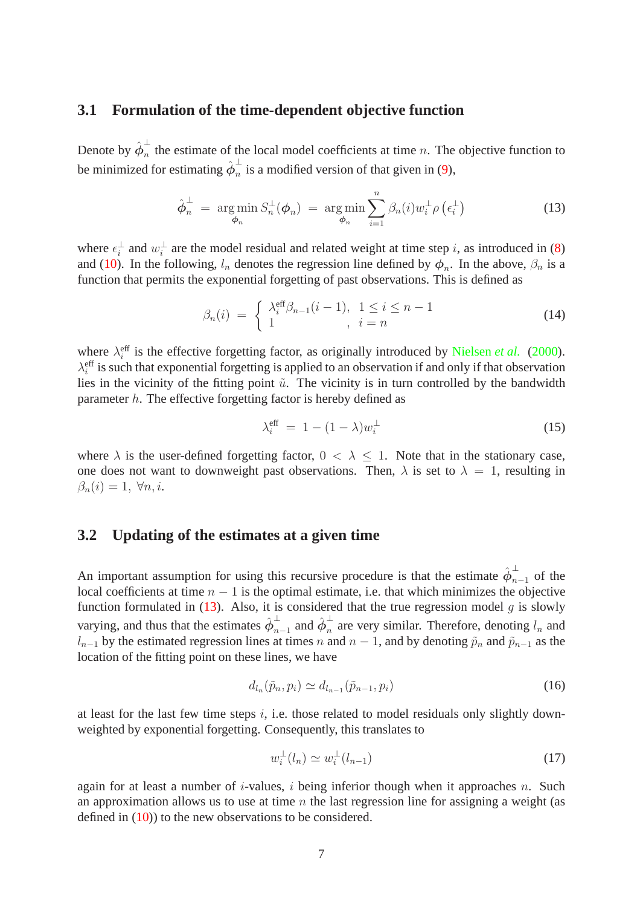### 3.1 Formulation of the time-dependent objective function

Denote by $\hat{\boldsymbol{\phi}}_n^{\perp}$ the estimate of the local model coefficients at time $n$. The objective function to be minimized for estimating $\hat{\boldsymbol{\phi}}_n^{\perp}$ is a modified version of that given in (9),

$$\hat{\boldsymbol{\phi}}_n^{\perp} \;=\; \underset{\boldsymbol{\phi}_n}{\arg\min}\, S_n^{\perp}(\boldsymbol{\phi}_n) \;=\; \underset{\boldsymbol{\phi}_n}{\arg\min} \sum_{i=1}^{n} \beta_n(i) w_i^{\perp} \rho\left(\epsilon_i^{\perp}\right) \tag{13}$$

where $\epsilon_i^{\perp}$ and $w_i^{\perp}$ are the model residual and related weight at time step $i$, as introduced in (8) and (10). In the following, $l_n$ denotes the regression line defined by $\boldsymbol{\phi}_n$. In the above, $\beta_n$ is a function that permits the exponential forgetting of past observations. This is defined as

$$\beta_n(i) \;=\; \begin{cases} \lambda_i^{\text{eff}} \beta_{n-1}(i-1), & 1 \leq i \leq n-1 \\ 1 & ,\;\; i = n \end{cases} \tag{14}$$

where $\lambda_i^{\text{eff}}$ is the effective forgetting factor, as originally introduced by Nielsen *et al.* (2000). $\lambda_i^{\text{eff}}$ is such that exponential forgetting is applied to an observation if and only if that observation lies in the vicinity of the fitting point $\tilde{u}$. The vicinity is in turn controlled by the bandwidth parameter $h$. The effective forgetting factor is hereby defined as

$$\lambda_i^{\text{eff}} \;=\; 1 - (1-\lambda) w_i^{\perp} \tag{15}$$

where $\lambda$ is the user-defined forgetting factor, $0 < \lambda \leq 1$. Note that in the stationary case, one does not want to downweight past observations. Then, $\lambda$ is set to $\lambda = 1$, resulting in $\beta_n(i) = 1,\ \forall n, i$.

### 3.2 Updating of the estimates at a given time

An important assumption for using this recursive procedure is that the estimate $\hat{\boldsymbol{\phi}}_{n-1}^{\perp}$ of the local coefficients at time $n-1$ is the optimal estimate, i.e. that which minimizes the objective function formulated in (13). Also, it is considered that the true regression model $g$ is slowly varying, and thus that the estimates $\hat{\boldsymbol{\phi}}_{n-1}^{\perp}$ and $\hat{\boldsymbol{\phi}}_n^{\perp}$ are very similar. Therefore, denoting $l_n$ and $l_{n-1}$ by the estimated regression lines at times $n$ and $n-1$, and by denoting $\tilde{p}_n$ and $\tilde{p}_{n-1}$ as the location of the fitting point on these lines, we have

$$d_{l_n}(\tilde{p}_n, p_i) \simeq d_{l_{n-1}}(\tilde{p}_{n-1}, p_i) \tag{16}$$

at least for the last few time steps $i$, i.e. those related to model residuals only slightly downweighted by exponential forgetting. Consequently, this translates to

$$w_i^{\perp}(l_n) \simeq w_i^{\perp}(l_{n-1}) \tag{17}$$

again for at least a number of $i$-values, $i$ being inferior though when it approaches $n$. Such an approximation allows us to use at time $n$ the last regression line for assigning a weight (as defined in (10)) to the new observations to be considered.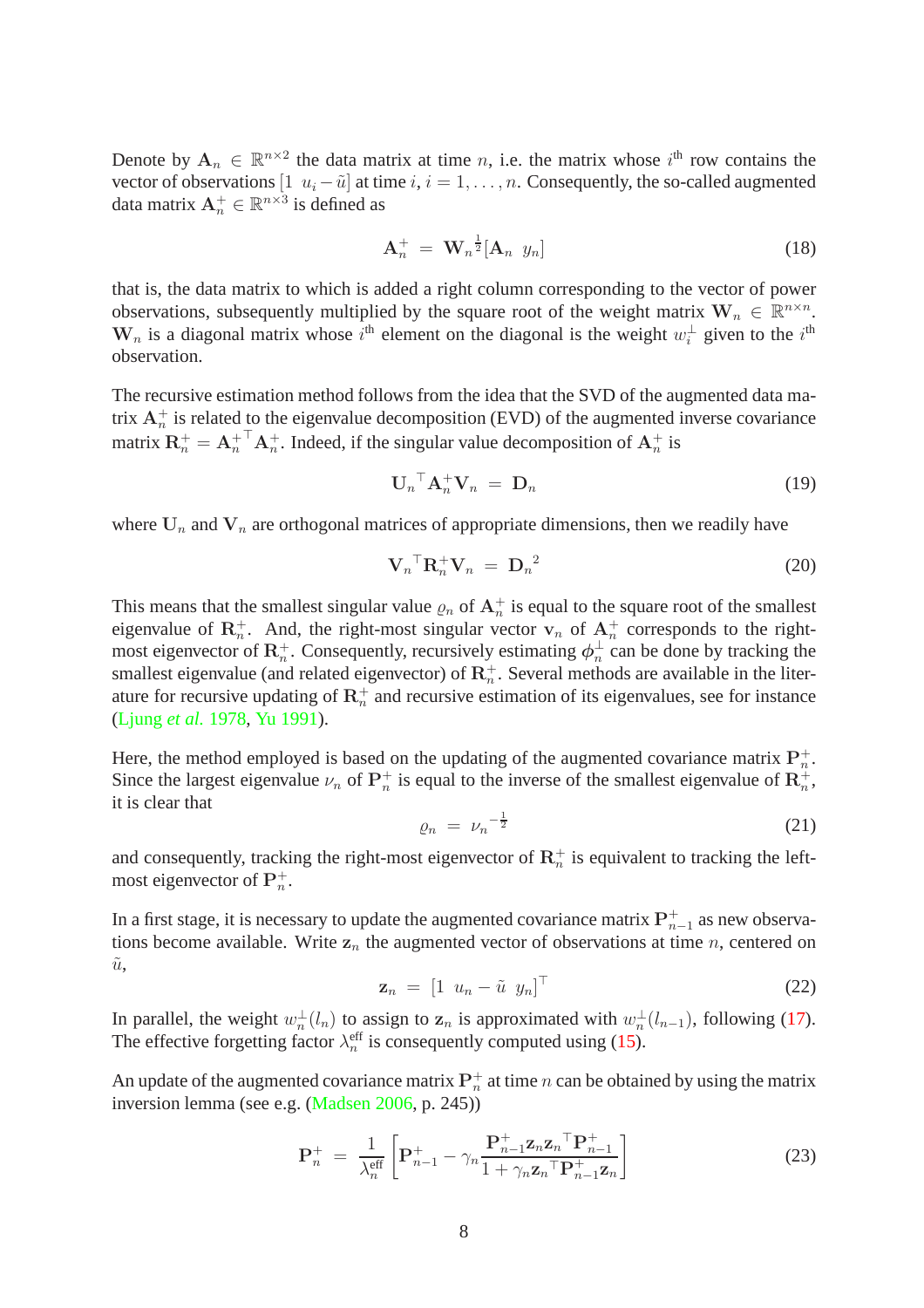Denote by $\mathbf{A}_n \in \mathbb{R}^{n\times 2}$ the data matrix at time $n$, i.e. the matrix whose $i^{\text{th}}$ row contains the vector of observations $[1 \ \ u_i - \tilde{u}]$ at time $i$, $i = 1, \ldots, n$. Consequently, the so-called augmented data matrix $\mathbf{A}_n^+ \in \mathbb{R}^{n\times 3}$ is defined as

$$\mathbf{A}_n^+ \ = \ \mathbf{W}_n^{\frac{1}{2}}[\mathbf{A}_n \ \ y_n] \tag{18}$$

that is, the data matrix to which is added a right column corresponding to the vector of power observations, subsequently multiplied by the square root of the weight matrix $\mathbf{W}_n \in \mathbb{R}^{n\times n}$. $\mathbf{W}_n$ is a diagonal matrix whose $i^{\text{th}}$ element on the diagonal is the weight $w_i^{\perp}$ given to the $i^{\text{th}}$ observation.

The recursive estimation method follows from the idea that the SVD of the augmented data matrix $\mathbf{A}_n^+$ is related to the eigenvalue decomposition (EVD) of the augmented inverse covariance matrix $\mathbf{R}_n^+ = \mathbf{A}_n^{+\top}\mathbf{A}_n^+$. Indeed, if the singular value decomposition of $\mathbf{A}_n^+$ is

$$\mathbf{U}_n{}^{\top}\mathbf{A}_n^+\mathbf{V}_n \ = \ \mathbf{D}_n \tag{19}$$

where $\mathbf{U}_n$ and $\mathbf{V}_n$ are orthogonal matrices of appropriate dimensions, then we readily have

$$\mathbf{V}_n{}^{\top}\mathbf{R}_n^+\mathbf{V}_n \ = \ \mathbf{D}_n{}^2 \tag{20}$$

This means that the smallest singular value $\varrho_n$ of $\mathbf{A}_n^+$ is equal to the square root of the smallest eigenvalue of $\mathbf{R}_n^+$. And, the right-most singular vector $\mathbf{v}_n$ of $\mathbf{A}_n^+$ corresponds to the right-most eigenvector of $\mathbf{R}_n^+$. Consequently, recursively estimating $\boldsymbol{\phi}_n^{\perp}$ can be done by tracking the smallest eigenvalue (and related eigenvector) of $\mathbf{R}_n^+$. Several methods are available in the literature for recursive updating of $\mathbf{R}_n^+$ and recursive estimation of its eigenvalues, see for instance (Ljung *et al.* 1978, Yu 1991).

Here, the method employed is based on the updating of the augmented covariance matrix $\mathbf{P}_n^+$. Since the largest eigenvalue $\nu_n$ of $\mathbf{P}_n^+$ is equal to the inverse of the smallest eigenvalue of $\mathbf{R}_n^+$, it is clear that

$$\varrho_n \ = \ \nu_n{}^{-\frac{1}{2}} \tag{21}$$

and consequently, tracking the right-most eigenvector of $\mathbf{R}_n^+$ is equivalent to tracking the left-most eigenvector of $\mathbf{P}_n^+$.

In a first stage, it is necessary to update the augmented covariance matrix $\mathbf{P}_{n-1}^+$ as new observations become available. Write $\mathbf{z}_n$ the augmented vector of observations at time $n$, centered on $\tilde{u}$,

$$\mathbf{z}_n \ = \ [1 \ \ u_n - \tilde{u} \ \ y_n]^{\top} \tag{22}$$

In parallel, the weight $w_n^{\perp}(l_n)$ to assign to $\mathbf{z}_n$ is approximated with $w_n^{\perp}(l_{n-1})$, following (17). The effective forgetting factor $\lambda_n^{\text{eff}}$ is consequently computed using (15).

An update of the augmented covariance matrix $\mathbf{P}_n^+$ at time $n$ can be obtained by using the matrix inversion lemma (see e.g. (Madsen 2006, p. 245))

$$\mathbf{P}_n^+ \ = \ \frac{1}{\lambda_n^{\text{eff}}}\left[\mathbf{P}_{n-1}^+ - \gamma_n \frac{\mathbf{P}_{n-1}^+\mathbf{z}_n\mathbf{z}_n{}^{\top}\mathbf{P}_{n-1}^+}{1 + \gamma_n\mathbf{z}_n{}^{\top}\mathbf{P}_{n-1}^+\mathbf{z}_n}\right] \tag{23}$$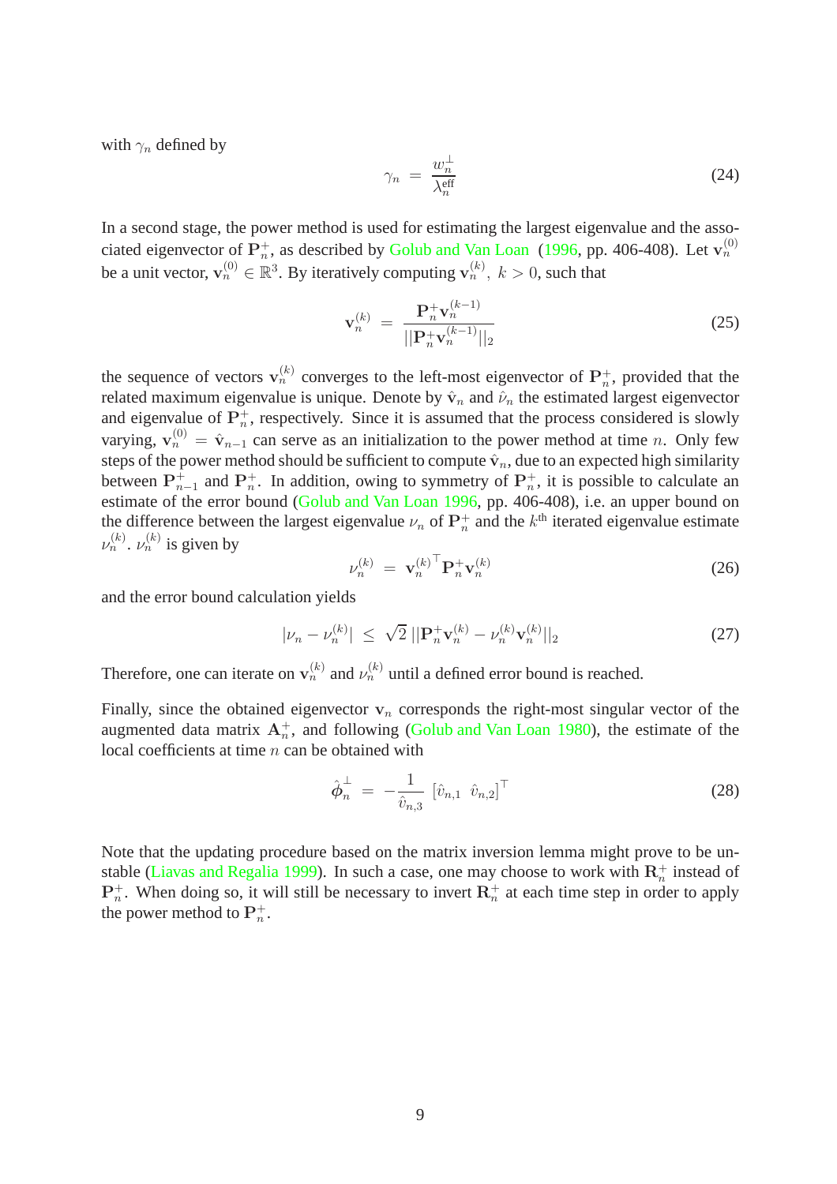with $\gamma_n$ defined by

$$\gamma_n \;=\; \frac{w_n^{\perp}}{\lambda_n^{\text{eff}}} \tag{24}$$

In a second stage, the power method is used for estimating the largest eigenvalue and the associated eigenvector of $\mathbf{P}_n^+$, as described by Golub and Van Loan (1996, pp. 406-408). Let $\mathbf{v}_n^{(0)}$ be a unit vector, $\mathbf{v}_n^{(0)} \in \mathbb{R}^3$. By iteratively computing $\mathbf{v}_n^{(k)},\ k > 0$, such that

$$\mathbf{v}_n^{(k)} \;=\; \frac{\mathbf{P}_n^+ \mathbf{v}_n^{(k-1)}}{||\mathbf{P}_n^+ \mathbf{v}_n^{(k-1)}||_2} \tag{25}$$

the sequence of vectors $\mathbf{v}_n^{(k)}$ converges to the left-most eigenvector of $\mathbf{P}_n^+$, provided that the related maximum eigenvalue is unique. Denote by $\hat{\mathbf{v}}_n$ and $\hat{\nu}_n$ the estimated largest eigenvector and eigenvalue of $\mathbf{P}_n^+$, respectively. Since it is assumed that the process considered is slowly varying, $\mathbf{v}_n^{(0)} = \hat{\mathbf{v}}_{n-1}$ can serve as an initialization to the power method at time $n$. Only few steps of the power method should be sufficient to compute $\hat{\mathbf{v}}_n$, due to an expected high similarity between $\mathbf{P}_{n-1}^+$ and $\mathbf{P}_n^+$. In addition, owing to symmetry of $\mathbf{P}_n^+$, it is possible to calculate an estimate of the error bound (Golub and Van Loan 1996, pp. 406-408), i.e. an upper bound on the difference between the largest eigenvalue $\nu_n$ of $\mathbf{P}_n^+$ and the $k^{\text{th}}$ iterated eigenvalue estimate $\nu_n^{(k)}$. $\nu_n^{(k)}$ is given by

$$\nu_n^{(k)} \;=\; \mathbf{v}_n^{(k)\top} \mathbf{P}_n^+ \mathbf{v}_n^{(k)} \tag{26}$$

and the error bound calculation yields

$$|\nu_n - \nu_n^{(k)}| \;\leq\; \sqrt{2}\, ||\mathbf{P}_n^+ \mathbf{v}_n^{(k)} - \nu_n^{(k)} \mathbf{v}_n^{(k)}||_2 \tag{27}$$

Therefore, one can iterate on $\mathbf{v}_n^{(k)}$ and $\nu_n^{(k)}$ until a defined error bound is reached.

Finally, since the obtained eigenvector $\mathbf{v}_n$ corresponds the right-most singular vector of the augmented data matrix $\mathbf{A}_n^+$, and following (Golub and Van Loan 1980), the estimate of the local coefficients at time $n$ can be obtained with

$$\hat{\boldsymbol{\phi}}_n^{\perp} \;=\; -\frac{1}{\hat{v}_{n,3}} \left[\hat{v}_{n,1}\ \ \hat{v}_{n,2}\right]^{\top} \tag{28}$$

Note that the updating procedure based on the matrix inversion lemma might prove to be unstable (Liavas and Regalia 1999). In such a case, one may choose to work with $\mathbf{R}_n^+$ instead of $\mathbf{P}_n^+$. When doing so, it will still be necessary to invert $\mathbf{R}_n^+$ at each time step in order to apply the power method to $\mathbf{P}_n^+$.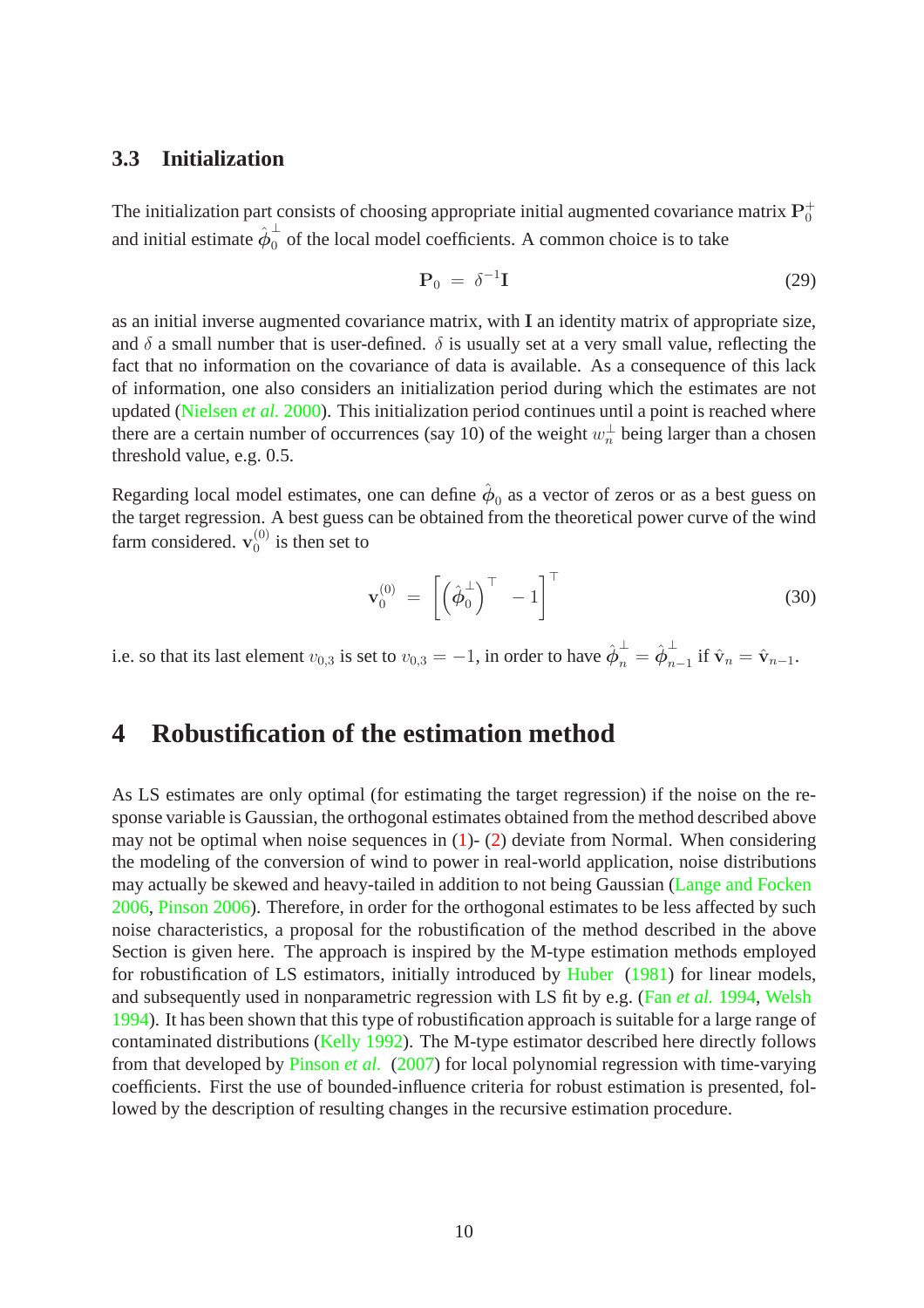### 3.3 Initialization

The initialization part consists of choosing appropriate initial augmented covariance matrix $\mathbf{P}_0^+$ and initial estimate $\hat{\boldsymbol{\phi}}_0^\perp$ of the local model coefficients. A common choice is to take

$$\mathbf{P}_0 \;=\; \delta^{-1}\mathbf{I} \tag{29}$$

as an initial inverse augmented covariance matrix, with $\mathbf{I}$ an identity matrix of appropriate size, and $\delta$ a small number that is user-defined. $\delta$ is usually set at a very small value, reflecting the fact that no information on the covariance of data is available. As a consequence of this lack of information, one also considers an initialization period during which the estimates are not updated (Nielsen *et al.* 2000). This initialization period continues until a point is reached where there are a certain number of occurrences (say 10) of the weight $w_n^\perp$ being larger than a chosen threshold value, e.g. 0.5.

Regarding local model estimates, one can define $\hat{\boldsymbol{\phi}}_0$ as a vector of zeros or as a best guess on the target regression. A best guess can be obtained from the theoretical power curve of the wind farm considered. $\mathbf{v}_0^{(0)}$ is then set to

$$\mathbf{v}_0^{(0)} \;=\; \left[ \left( \hat{\boldsymbol{\phi}}_0^\perp \right)^\top \;\; -1 \right]^\top \tag{30}$$

i.e. so that its last element $v_{0,3}$ is set to $v_{0,3} = -1$, in order to have $\hat{\boldsymbol{\phi}}_n^\perp = \hat{\boldsymbol{\phi}}_{n-1}^\perp$ if $\hat{\mathbf{v}}_n = \hat{\mathbf{v}}_{n-1}$.

## 4 Robustification of the estimation method

As LS estimates are only optimal (for estimating the target regression) if the noise on the response variable is Gaussian, the orthogonal estimates obtained from the method described above may not be optimal when noise sequences in (1)- (2) deviate from Normal. When considering the modeling of the conversion of wind to power in real-world application, noise distributions may actually be skewed and heavy-tailed in addition to not being Gaussian (Lange and Focken 2006, Pinson 2006). Therefore, in order for the orthogonal estimates to be less affected by such noise characteristics, a proposal for the robustification of the method described in the above Section is given here. The approach is inspired by the M-type estimation methods employed for robustification of LS estimators, initially introduced by Huber (1981) for linear models, and subsequently used in nonparametric regression with LS fit by e.g. (Fan *et al.* 1994, Welsh 1994). It has been shown that this type of robustification approach is suitable for a large range of contaminated distributions (Kelly 1992). The M-type estimator described here directly follows from that developed by Pinson *et al.* (2007) for local polynomial regression with time-varying coefficients. First the use of bounded-influence criteria for robust estimation is presented, followed by the description of resulting changes in the recursive estimation procedure.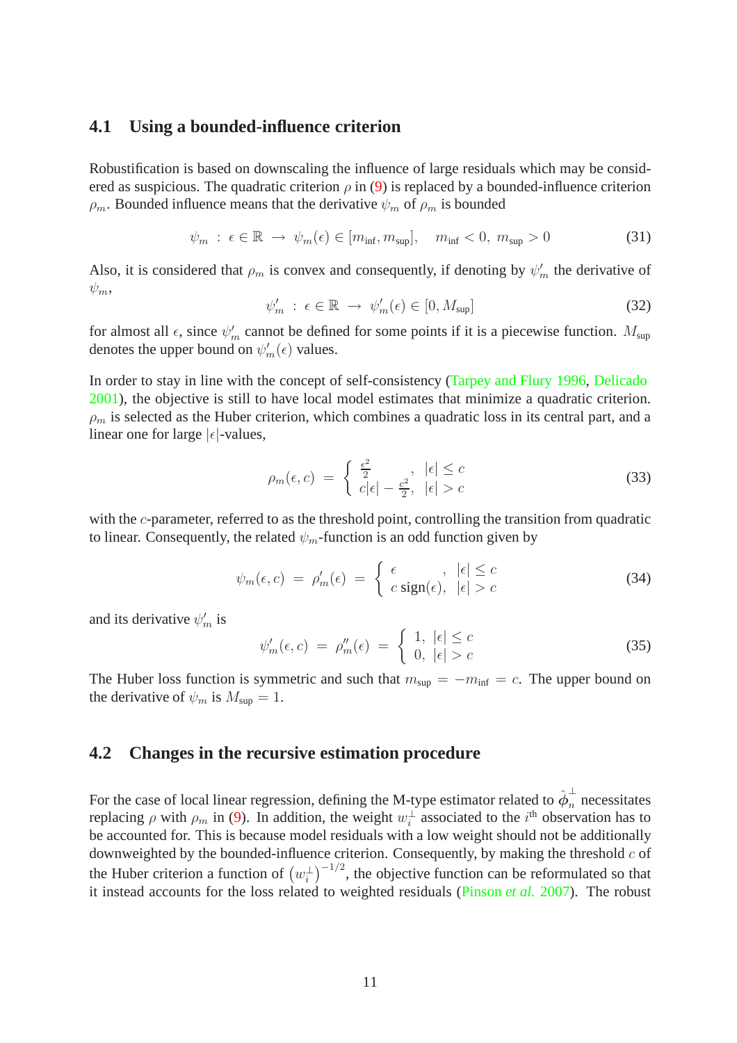### 4.1 Using a bounded-influence criterion

Robustification is based on downscaling the influence of large residuals which may be considered as suspicious. The quadratic criterion $\rho$ in (9) is replaced by a bounded-influence criterion $\rho_m$. Bounded influence means that the derivative $\psi_m$ of $\rho_m$ is bounded

$$\psi_m \; : \; \epsilon \in \mathbb{R} \; \rightarrow \; \psi_m(\epsilon) \in [m_{\text{inf}}, m_{\text{sup}}], \quad m_{\text{inf}} < 0, \; m_{\text{sup}} > 0 \tag{31}$$

Also, it is considered that $\rho_m$ is convex and consequently, if denoting by $\psi'_m$ the derivative of $\psi_m$,

$$\psi'_m \; : \; \epsilon \in \mathbb{R} \; \rightarrow \; \psi'_m(\epsilon) \in [0, M_{\text{sup}}] \tag{32}$$

for almost all $\epsilon$, since $\psi'_m$ cannot be defined for some points if it is a piecewise function. $M_{\text{sup}}$ denotes the upper bound on $\psi'_m(\epsilon)$ values.

In order to stay in line with the concept of self-consistency (Tarpey and Flury 1996, Delicado 2001), the objective is still to have local model estimates that minimize a quadratic criterion. $\rho_m$ is selected as the Huber criterion, which combines a quadratic loss in its central part, and a linear one for large $|\epsilon|$-values,

$$\rho_m(\epsilon, c) \; = \; \begin{cases} \frac{\epsilon^2}{2} \quad , & |\epsilon| \leq c \\ c|\epsilon| - \frac{c^2}{2}, & |\epsilon| > c \end{cases} \tag{33}$$

with the $c$-parameter, referred to as the threshold point, controlling the transition from quadratic to linear. Consequently, the related $\psi_m$-function is an odd function given by

$$\psi_m(\epsilon, c) \; = \; \rho'_m(\epsilon) \; = \; \begin{cases} \epsilon \quad\quad\quad , & |\epsilon| \leq c \\ c \; \text{sign}(\epsilon), & |\epsilon| > c \end{cases} \tag{34}$$

and its derivative $\psi'_m$ is

$$\psi'_m(\epsilon, c) \; = \; \rho''_m(\epsilon) \; = \; \begin{cases} 1, & |\epsilon| \leq c \\ 0, & |\epsilon| > c \end{cases} \tag{35}$$

The Huber loss function is symmetric and such that $m_{\text{sup}} = -m_{\text{inf}} = c$. The upper bound on the derivative of $\psi_m$ is $M_{\text{sup}} = 1$.

### 4.2 Changes in the recursive estimation procedure

For the case of local linear regression, defining the M-type estimator related to $\hat{\phi}_n^{\perp}$ necessitates replacing $\rho$ with $\rho_m$ in (9). In addition, the weight $w_i^{\perp}$ associated to the $i^{\text{th}}$ observation has to be accounted for. This is because model residuals with a low weight should not be additionally downweighted by the bounded-influence criterion. Consequently, by making the threshold $c$ of the Huber criterion a function of $\left(w_i^{\perp}\right)^{-1/2}$, the objective function can be reformulated so that it instead accounts for the loss related to weighted residuals (Pinson *et al.* 2007). The robust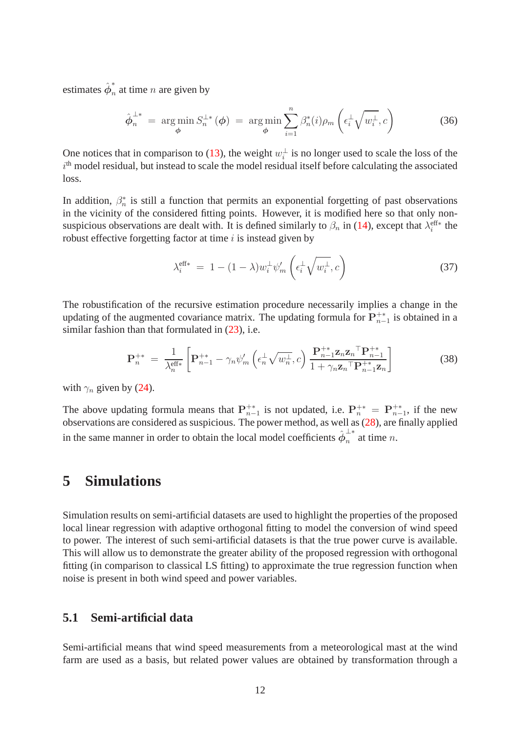estimates $\hat{\boldsymbol{\phi}}_n^*$ at time $n$ are given by

$$\hat{\boldsymbol{\phi}}_n^{\perp *} \;=\; \arg\min_{\boldsymbol{\phi}} S_n^{\perp *}(\boldsymbol{\phi}) \;=\; \arg\min_{\boldsymbol{\phi}} \sum_{i=1}^{n} \beta_n^*(i)\rho_m\left(\epsilon_i^{\perp}\sqrt{w_i^{\perp}}, c\right) \tag{36}$$

One notices that in comparison to (13), the weight $w_i^{\perp}$ is no longer used to scale the loss of the $i^{\text{th}}$ model residual, but instead to scale the model residual itself before calculating the associated loss.

In addition, $\beta_n^*$ is still a function that permits an exponential forgetting of past observations in the vicinity of the considered fitting points. However, it is modified here so that only non-suspicious observations are dealt with. It is defined similarly to $\beta_n$ in (14), except that $\lambda_i^{\text{eff}*}$ the robust effective forgetting factor at time $i$ is instead given by

$$\lambda_i^{\text{eff}*} \;=\; 1 - (1-\lambda)w_i^{\perp}\psi_m'\left(\epsilon_i^{\perp}\sqrt{w_i^{\perp}}, c\right) \tag{37}$$

The robustification of the recursive estimation procedure necessarily implies a change in the updating of the augmented covariance matrix. The updating formula for $\mathbf{P}_{n-1}^{+*}$ is obtained in a similar fashion than that formulated in (23), i.e.

$$\mathbf{P}_n^{+*} \;=\; \frac{1}{\lambda_n^{\text{eff}*}}\left[\mathbf{P}_{n-1}^{+*} - \gamma_n\psi_m'\left(\epsilon_n^{\perp}\sqrt{w_n^{\perp}}, c\right)\frac{\mathbf{P}_{n-1}^{+*}\mathbf{z}_n\mathbf{z}_n^{\top}\mathbf{P}_{n-1}^{+*}}{1+\gamma_n\mathbf{z}_n^{\top}\mathbf{P}_{n-1}^{+*}\mathbf{z}_n}\right] \tag{38}$$

with $\gamma_n$ given by (24).

The above updating formula means that $\mathbf{P}_{n-1}^{+*}$ is not updated, i.e. $\mathbf{P}_n^{+*} = \mathbf{P}_{n-1}^{+*}$, if the new observations are considered as suspicious. The power method, as well as (28), are finally applied in the same manner in order to obtain the local model coefficients $\hat{\boldsymbol{\phi}}_n^{\perp *}$ at time $n$.

# 5 Simulations

Simulation results on semi-artificial datasets are used to highlight the properties of the proposed local linear regression with adaptive orthogonal fitting to model the conversion of wind speed to power. The interest of such semi-artificial datasets is that the true power curve is available. This will allow us to demonstrate the greater ability of the proposed regression with orthogonal fitting (in comparison to classical LS fitting) to approximate the true regression function when noise is present in both wind speed and power variables.

## 5.1 Semi-artificial data

Semi-artificial means that wind speed measurements from a meteorological mast at the wind farm are used as a basis, but related power values are obtained by transformation through a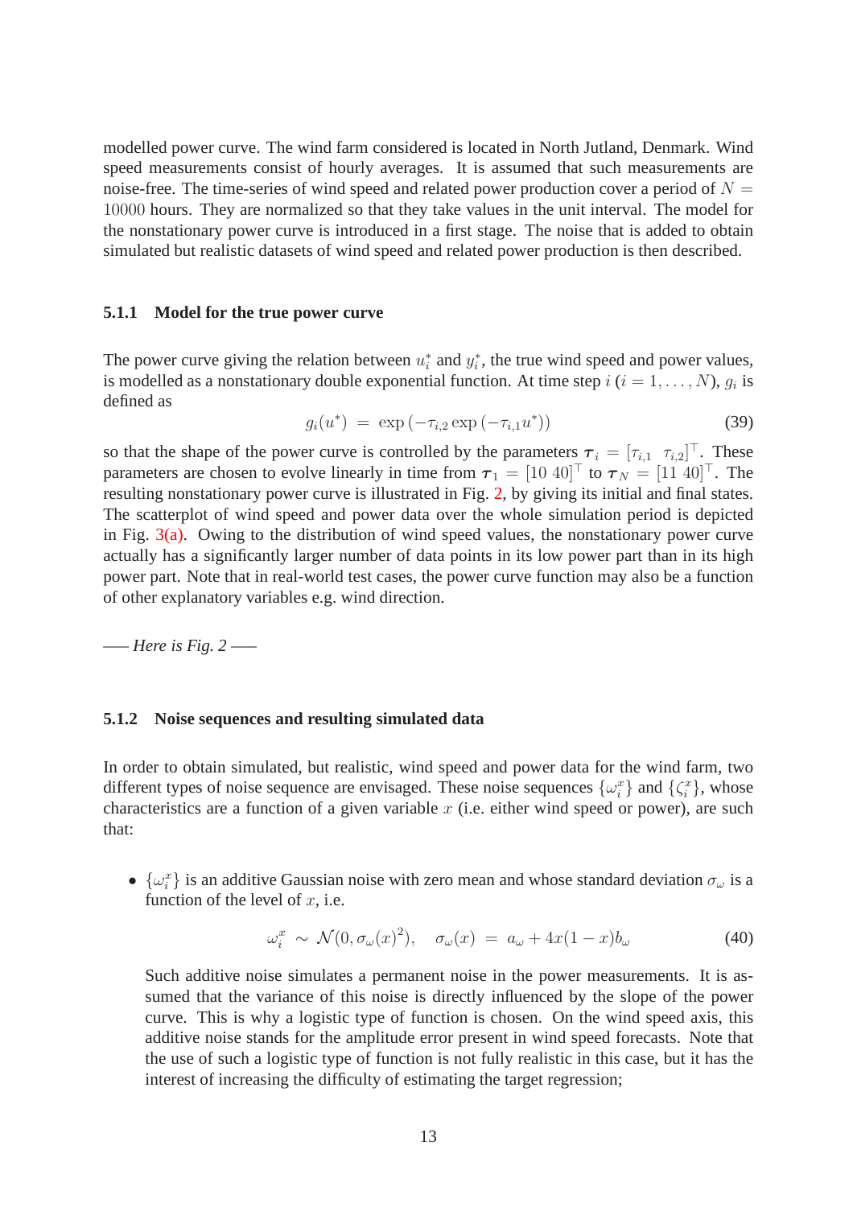modelled power curve. The wind farm considered is located in North Jutland, Denmark. Wind speed measurements consist of hourly averages. It is assumed that such measurements are noise-free. The time-series of wind speed and related power production cover a period of $N = 10000$ hours. They are normalized so that they take values in the unit interval. The model for the nonstationary power curve is introduced in a first stage. The noise that is added to obtain simulated but realistic datasets of wind speed and related power production is then described.

### 5.1.1 Model for the true power curve

The power curve giving the relation between $u_i^*$ and $y_i^*$, the true wind speed and power values, is modelled as a nonstationary double exponential function. At time step $i$ ($i = 1, \ldots, N$), $g_i$ is defined as

$$g_i(u^*) \;=\; \exp\left(-\tau_{i,2} \exp\left(-\tau_{i,1} u^*\right)\right) \tag{39}$$

so that the shape of the power curve is controlled by the parameters $\boldsymbol{\tau}_i = [\tau_{i,1} \;\; \tau_{i,2}]^\top$. These parameters are chosen to evolve linearly in time from $\boldsymbol{\tau}_1 = [10 \;\, 40]^\top$ to $\boldsymbol{\tau}_N = [11 \;\, 40]^\top$. The resulting nonstationary power curve is illustrated in Fig. 2, by giving its initial and final states. The scatterplot of wind speed and power data over the whole simulation period is depicted in Fig. 3(a). Owing to the distribution of wind speed values, the nonstationary power curve actually has a significantly larger number of data points in its low power part than in its high power part. Note that in real-world test cases, the power curve function may also be a function of other explanatory variables e.g. wind direction.

—– *Here is Fig. 2* —–

### 5.1.2 Noise sequences and resulting simulated data

In order to obtain simulated, but realistic, wind speed and power data for the wind farm, two different types of noise sequence are envisaged. These noise sequences $\{\omega_i^x\}$ and $\{\zeta_i^x\}$, whose characteristics are a function of a given variable $x$ (i.e. either wind speed or power), are such that:

- $\{\omega_i^x\}$ is an additive Gaussian noise with zero mean and whose standard deviation $\sigma_\omega$ is a function of the level of $x$, i.e.

  $$\omega_i^x \;\sim\; \mathcal{N}(0, \sigma_\omega(x)^2), \quad \sigma_\omega(x) \;=\; a_\omega + 4x(1-x)b_\omega \tag{40}$$

  Such additive noise simulates a permanent noise in the power measurements. It is assumed that the variance of this noise is directly influenced by the slope of the power curve. This is why a logistic type of function is chosen. On the wind speed axis, this additive noise stands for the amplitude error present in wind speed forecasts. Note that the use of such a logistic type of function is not fully realistic in this case, but it has the interest of increasing the difficulty of estimating the target regression;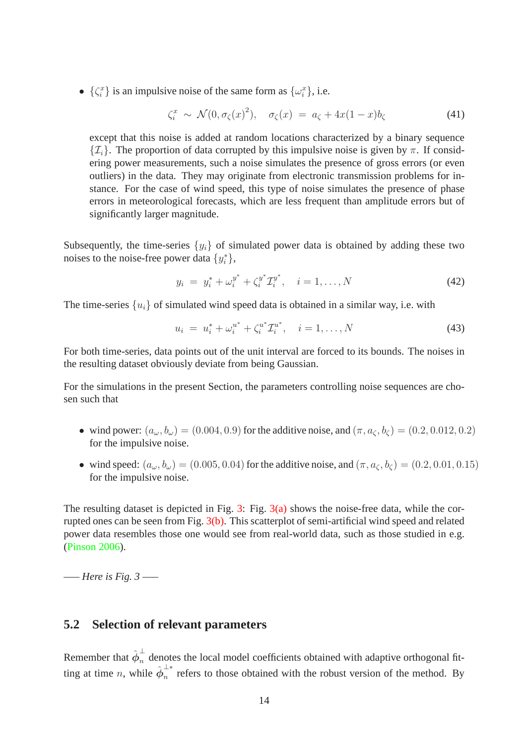- $\{\zeta_i^x\}$ is an impulsive noise of the same form as $\{\omega_i^x\}$, i.e.

$$\zeta_i^x \sim \mathcal{N}(0, \sigma_\zeta(x)^2), \quad \sigma_\zeta(x) = a_\zeta + 4x(1-x)b_\zeta \tag{41}$$

  except that this noise is added at random locations characterized by a binary sequence $\{\mathcal{I}_i\}$. The proportion of data corrupted by this impulsive noise is given by $\pi$. If considering power measurements, such a noise simulates the presence of gross errors (or even outliers) in the data. They may originate from electronic transmission problems for instance. For the case of wind speed, this type of noise simulates the presence of phase errors in meteorological forecasts, which are less frequent than amplitude errors but of significantly larger magnitude.

Subsequently, the time-series $\{y_i\}$ of simulated power data is obtained by adding these two noises to the noise-free power data $\{y_i^*\}$,

$$y_i = y_i^* + \omega_i^{y^*} + \zeta_i^{y^*} \mathcal{I}_i^{y^*}, \quad i = 1, \ldots, N \tag{42}$$

The time-series $\{u_i\}$ of simulated wind speed data is obtained in a similar way, i.e. with

$$u_i = u_i^* + \omega_i^{u^*} + \zeta_i^{u^*} \mathcal{I}_i^{u^*}, \quad i = 1, \ldots, N \tag{43}$$

For both time-series, data points out of the unit interval are forced to its bounds. The noises in the resulting dataset obviously deviate from being Gaussian.

For the simulations in the present Section, the parameters controlling noise sequences are chosen such that

- wind power: $(a_\omega, b_\omega) = (0.004, 0.9)$ for the additive noise, and $(\pi, a_\zeta, b_\zeta) = (0.2, 0.012, 0.2)$ for the impulsive noise.
- wind speed: $(a_\omega, b_\omega) = (0.005, 0.04)$ for the additive noise, and $(\pi, a_\zeta, b_\zeta) = (0.2, 0.01, 0.15)$ for the impulsive noise.

The resulting dataset is depicted in Fig. 3: Fig. 3(a) shows the noise-free data, while the corrupted ones can be seen from Fig. 3(b). This scatterplot of semi-artificial wind speed and related power data resembles those one would see from real-world data, such as those studied in e.g. (Pinson 2006).

— *Here is Fig. 3* —

## 5.2 Selection of relevant parameters

Remember that $\hat{\phi}_n^\perp$ denotes the local model coefficients obtained with adaptive orthogonal fitting at time $n$, while $\hat{\phi}_n^{\perp *}$ refers to those obtained with the robust version of the method. By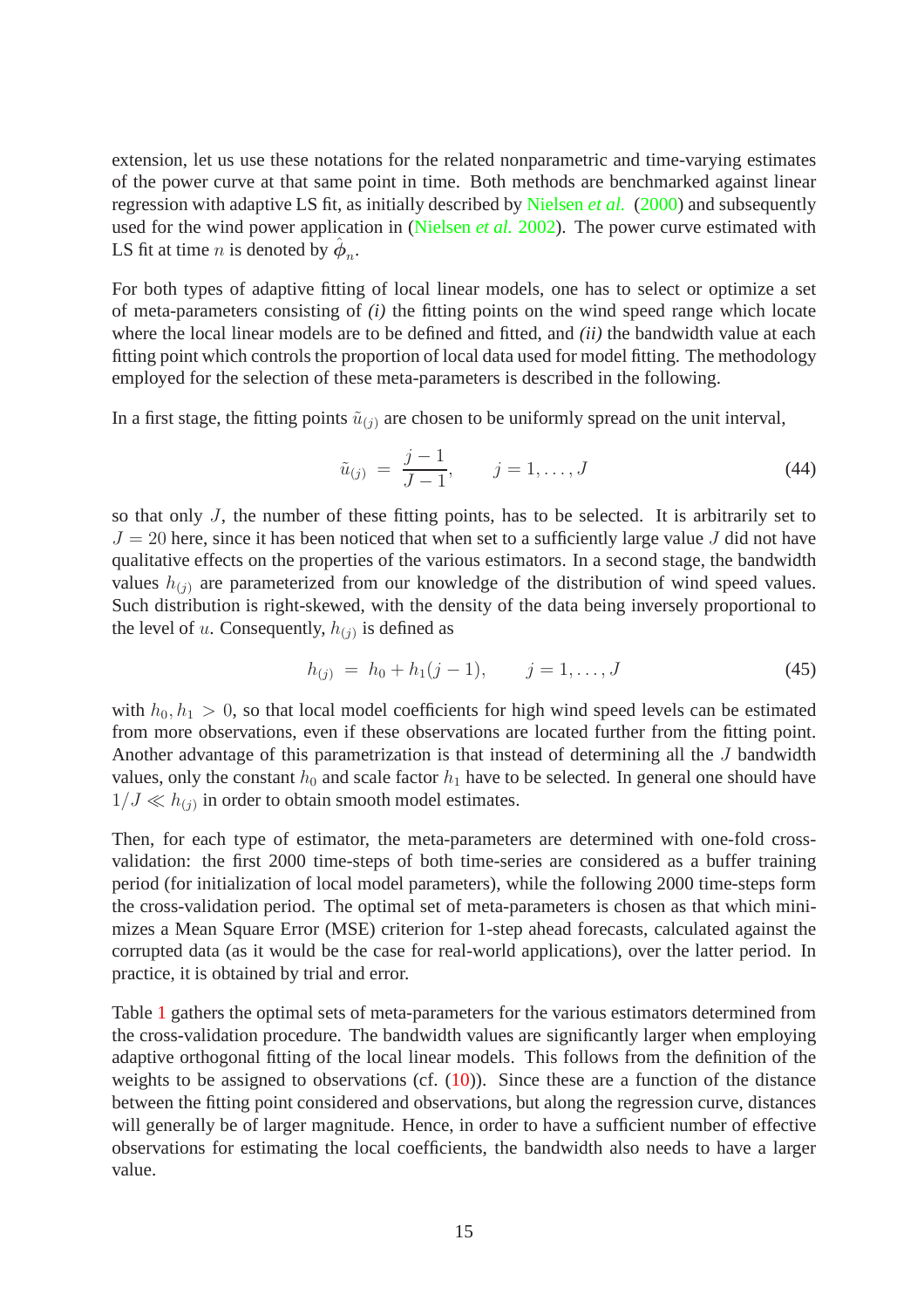extension, let us use these notations for the related nonparametric and time-varying estimates of the power curve at that same point in time. Both methods are benchmarked against linear regression with adaptive LS fit, as initially described by Nielsen *et al.* (2000) and subsequently used for the wind power application in (Nielsen *et al.* 2002). The power curve estimated with LS fit at time $n$ is denoted by $\hat{\phi}_n$.

For both types of adaptive fitting of local linear models, one has to select or optimize a set of meta-parameters consisting of *(i)* the fitting points on the wind speed range which locate where the local linear models are to be defined and fitted, and *(ii)* the bandwidth value at each fitting point which controls the proportion of local data used for model fitting. The methodology employed for the selection of these meta-parameters is described in the following.

In a first stage, the fitting points $\tilde{u}_{(j)}$ are chosen to be uniformly spread on the unit interval,

$$\tilde{u}_{(j)} \;=\; \frac{j-1}{J-1}, \qquad j = 1, \ldots, J \tag{44}$$

so that only $J$, the number of these fitting points, has to be selected. It is arbitrarily set to $J = 20$ here, since it has been noticed that when set to a sufficiently large value $J$ did not have qualitative effects on the properties of the various estimators. In a second stage, the bandwidth values $h_{(j)}$ are parameterized from our knowledge of the distribution of wind speed values. Such distribution is right-skewed, with the density of the data being inversely proportional to the level of $u$. Consequently, $h_{(j)}$ is defined as

$$h_{(j)} \;=\; h_0 + h_1(j-1), \qquad j = 1, \ldots, J \tag{45}$$

with $h_0, h_1 > 0$, so that local model coefficients for high wind speed levels can be estimated from more observations, even if these observations are located further from the fitting point. Another advantage of this parametrization is that instead of determining all the $J$ bandwidth values, only the constant $h_0$ and scale factor $h_1$ have to be selected. In general one should have $1/J \ll h_{(j)}$ in order to obtain smooth model estimates.

Then, for each type of estimator, the meta-parameters are determined with one-fold cross-validation: the first 2000 time-steps of both time-series are considered as a buffer training period (for initialization of local model parameters), while the following 2000 time-steps form the cross-validation period. The optimal set of meta-parameters is chosen as that which minimizes a Mean Square Error (MSE) criterion for 1-step ahead forecasts, calculated against the corrupted data (as it would be the case for real-world applications), over the latter period. In practice, it is obtained by trial and error.

Table 1 gathers the optimal sets of meta-parameters for the various estimators determined from the cross-validation procedure. The bandwidth values are significantly larger when employing adaptive orthogonal fitting of the local linear models. This follows from the definition of the weights to be assigned to observations (cf. (10)). Since these are a function of the distance between the fitting point considered and observations, but along the regression curve, distances will generally be of larger magnitude. Hence, in order to have a sufficient number of effective observations for estimating the local coefficients, the bandwidth also needs to have a larger value.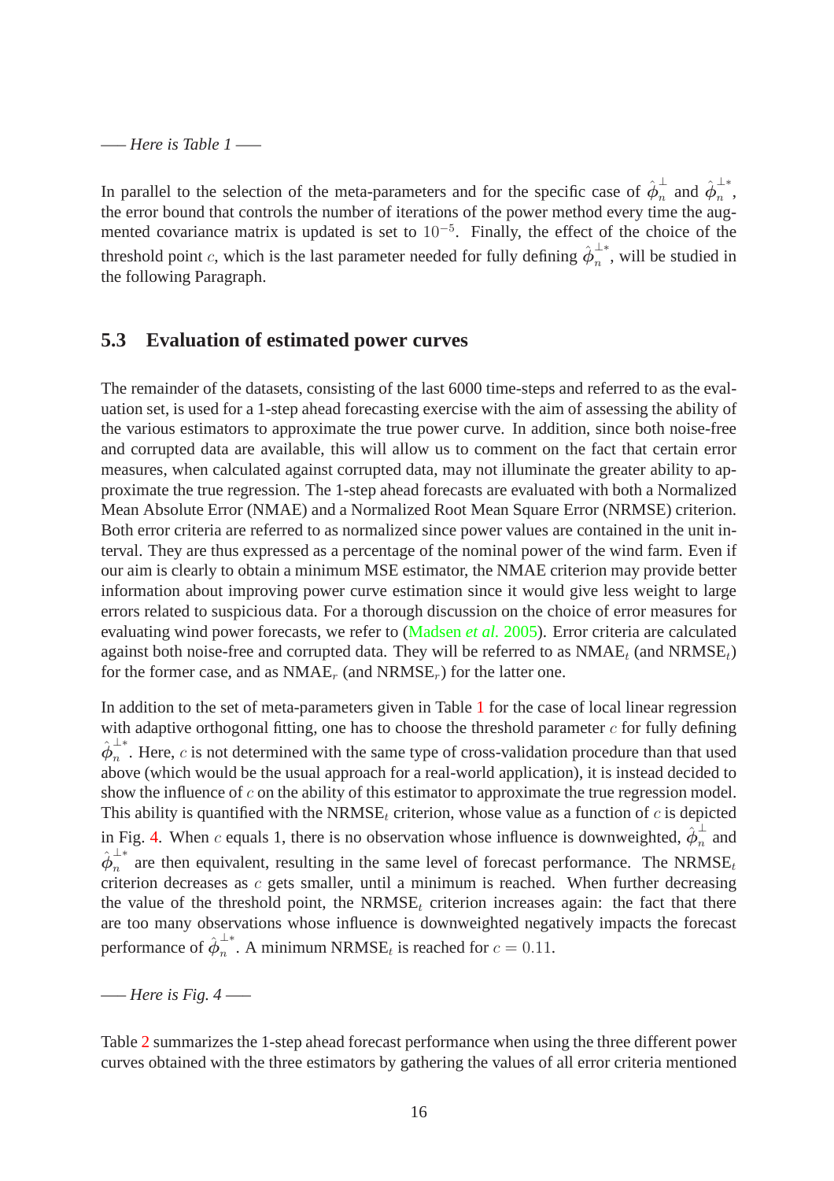––– *Here is Table 1* –––

In parallel to the selection of the meta-parameters and for the specific case of $\hat{\phi}_n^{\perp}$ and $\hat{\phi}_n^{\perp^*}$, the error bound that controls the number of iterations of the power method every time the augmented covariance matrix is updated is set to $10^{-5}$. Finally, the effect of the choice of the threshold point $c$, which is the last parameter needed for fully defining $\hat{\phi}_n^{\perp^*}$, will be studied in the following Paragraph.

## 5.3 Evaluation of estimated power curves

The remainder of the datasets, consisting of the last 6000 time-steps and referred to as the evaluation set, is used for a 1-step ahead forecasting exercise with the aim of assessing the ability of the various estimators to approximate the true power curve. In addition, since both noise-free and corrupted data are available, this will allow us to comment on the fact that certain error measures, when calculated against corrupted data, may not illuminate the greater ability to approximate the true regression. The 1-step ahead forecasts are evaluated with both a Normalized Mean Absolute Error (NMAE) and a Normalized Root Mean Square Error (NRMSE) criterion. Both error criteria are referred to as normalized since power values are contained in the unit interval. They are thus expressed as a percentage of the nominal power of the wind farm. Even if our aim is clearly to obtain a minimum MSE estimator, the NMAE criterion may provide better information about improving power curve estimation since it would give less weight to large errors related to suspicious data. For a thorough discussion on the choice of error measures for evaluating wind power forecasts, we refer to (Madsen *et al.* 2005). Error criteria are calculated against both noise-free and corrupted data. They will be referred to as $\text{NMAE}_t$ (and $\text{NRMSE}_t$) for the former case, and as $\text{NMAE}_r$ (and $\text{NRMSE}_r$) for the latter one.

In addition to the set of meta-parameters given in Table 1 for the case of local linear regression with adaptive orthogonal fitting, one has to choose the threshold parameter $c$ for fully defining $\hat{\phi}_n^{\perp^*}$. Here, $c$ is not determined with the same type of cross-validation procedure than that used above (which would be the usual approach for a real-world application), it is instead decided to show the influence of $c$ on the ability of this estimator to approximate the true regression model. This ability is quantified with the $\text{NRMSE}_t$ criterion, whose value as a function of $c$ is depicted in Fig. 4. When $c$ equals 1, there is no observation whose influence is downweighted, $\hat{\phi}_n^{\perp}$ and $\hat{\phi}_n^{\perp^*}$ are then equivalent, resulting in the same level of forecast performance. The $\text{NRMSE}_t$ criterion decreases as $c$ gets smaller, until a minimum is reached. When further decreasing the value of the threshold point, the $\text{NRMSE}_t$ criterion increases again: the fact that there are too many observations whose influence is downweighted negatively impacts the forecast performance of $\hat{\phi}_n^{\perp^*}$. A minimum $\text{NRMSE}_t$ is reached for $c = 0.11$.

––– *Here is Fig. 4* –––

Table 2 summarizes the 1-step ahead forecast performance when using the three different power curves obtained with the three estimators by gathering the values of all error criteria mentioned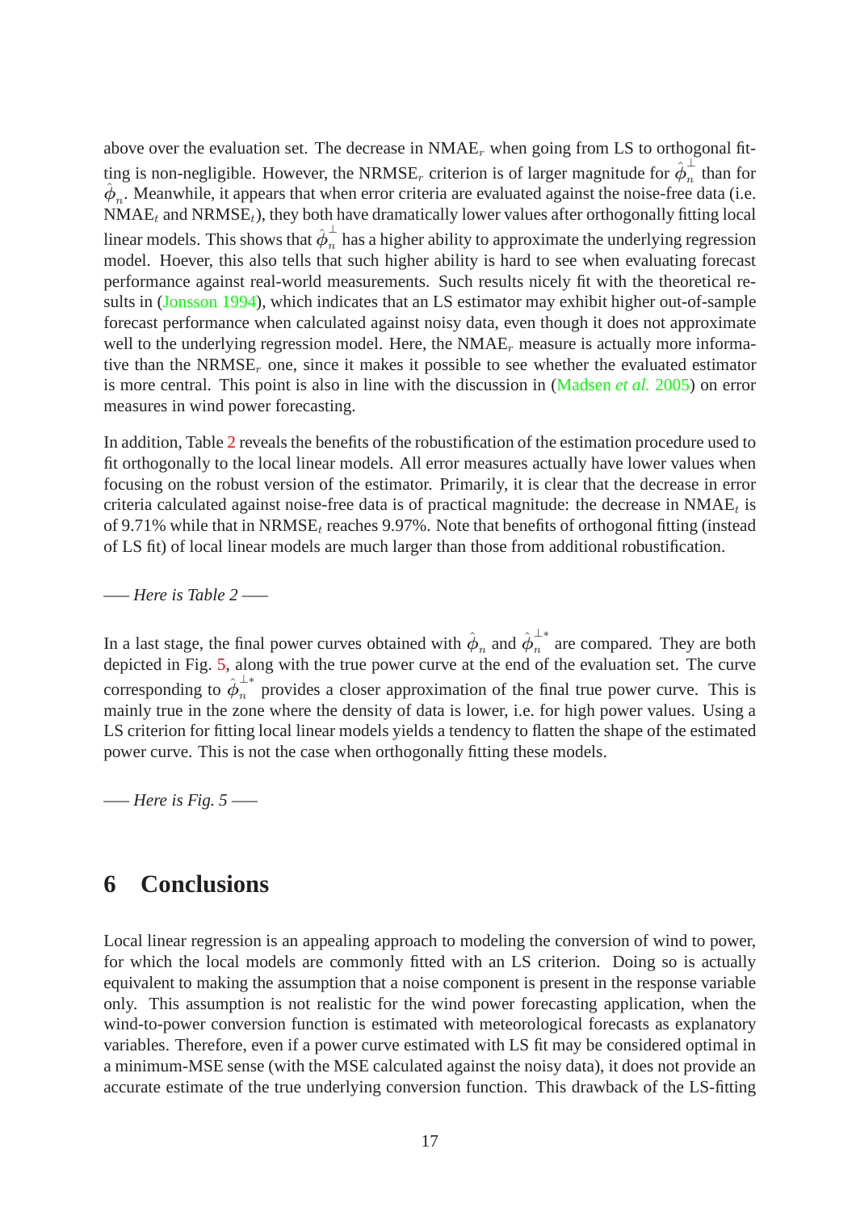above over the evaluation set. The decrease in NMAE$_r$ when going from LS to orthogonal fitting is non-negligible. However, the NRMSE$_r$ criterion is of larger magnitude for $\hat{\phi}_n^{\perp}$ than for $\hat{\phi}_n$. Meanwhile, it appears that when error criteria are evaluated against the noise-free data (i.e. NMAE$_t$ and NRMSE$_t$), they both have dramatically lower values after orthogonally fitting local linear models. This shows that $\hat{\phi}_n^{\perp}$ has a higher ability to approximate the underlying regression model. Hoever, this also tells that such higher ability is hard to see when evaluating forecast performance against real-world measurements. Such results nicely fit with the theoretical results in (Jonsson 1994), which indicates that an LS estimator may exhibit higher out-of-sample forecast performance when calculated against noisy data, even though it does not approximate well to the underlying regression model. Here, the NMAE$_r$ measure is actually more informative than the NRMSE$_r$ one, since it makes it possible to see whether the evaluated estimator is more central. This point is also in line with the discussion in (Madsen *et al.* 2005) on error measures in wind power forecasting.

In addition, Table 2 reveals the benefits of the robustification of the estimation procedure used to fit orthogonally to the local linear models. All error measures actually have lower values when focusing on the robust version of the estimator. Primarily, it is clear that the decrease in error criteria calculated against noise-free data is of practical magnitude: the decrease in NMAE$_t$ is of 9.71% while that in NRMSE$_t$ reaches 9.97%. Note that benefits of orthogonal fitting (instead of LS fit) of local linear models are much larger than those from additional robustification.

—– *Here is Table 2* —–

In a last stage, the final power curves obtained with $\hat{\phi}_n$ and $\hat{\phi}_n^{\perp *}$ are compared. They are both depicted in Fig. 5, along with the true power curve at the end of the evaluation set. The curve corresponding to $\hat{\phi}_n^{\perp *}$ provides a closer approximation of the final true power curve. This is mainly true in the zone where the density of data is lower, i.e. for high power values. Using a LS criterion for fitting local linear models yields a tendency to flatten the shape of the estimated power curve. This is not the case when orthogonally fitting these models.

—– *Here is Fig. 5* —–

## 6 Conclusions

Local linear regression is an appealing approach to modeling the conversion of wind to power, for which the local models are commonly fitted with an LS criterion. Doing so is actually equivalent to making the assumption that a noise component is present in the response variable only. This assumption is not realistic for the wind power forecasting application, when the wind-to-power conversion function is estimated with meteorological forecasts as explanatory variables. Therefore, even if a power curve estimated with LS fit may be considered optimal in a minimum-MSE sense (with the MSE calculated against the noisy data), it does not provide an accurate estimate of the true underlying conversion function. This drawback of the LS-fitting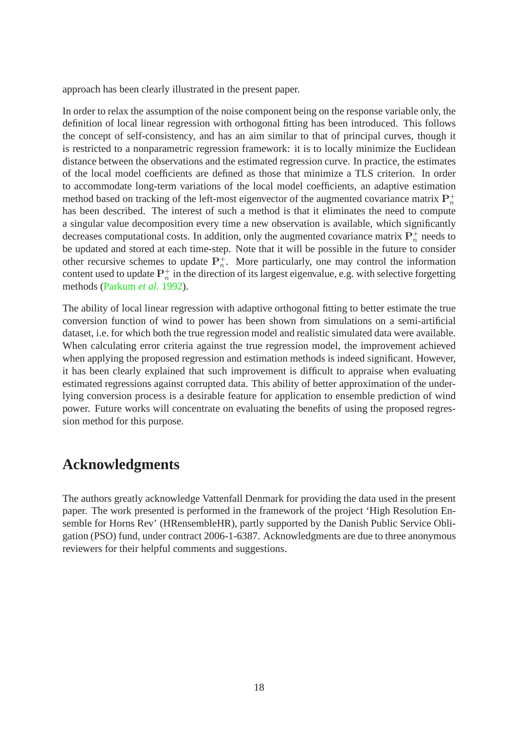approach has been clearly illustrated in the present paper.

In order to relax the assumption of the noise component being on the response variable only, the definition of local linear regression with orthogonal fitting has been introduced. This follows the concept of self-consistency, and has an aim similar to that of principal curves, though it is restricted to a nonparametric regression framework: it is to locally minimize the Euclidean distance between the observations and the estimated regression curve. In practice, the estimates of the local model coefficients are defined as those that minimize a TLS criterion. In order to accommodate long-term variations of the local model coefficients, an adaptive estimation method based on tracking of the left-most eigenvector of the augmented covariance matrix $\mathbf{P}_n^+$ has been described. The interest of such a method is that it eliminates the need to compute a singular value decomposition every time a new observation is available, which significantly decreases computational costs. In addition, only the augmented covariance matrix $\mathbf{P}_n^+$ needs to be updated and stored at each time-step. Note that it will be possible in the future to consider other recursive schemes to update $\mathbf{P}_n^+$. More particularly, one may control the information content used to update $\mathbf{P}_n^+$ in the direction of its largest eigenvalue, e.g. with selective forgetting methods (Parkum *et al.* 1992).

The ability of local linear regression with adaptive orthogonal fitting to better estimate the true conversion function of wind to power has been shown from simulations on a semi-artificial dataset, i.e. for which both the true regression model and realistic simulated data were available. When calculating error criteria against the true regression model, the improvement achieved when applying the proposed regression and estimation methods is indeed significant. However, it has been clearly explained that such improvement is difficult to appraise when evaluating estimated regressions against corrupted data. This ability of better approximation of the underlying conversion process is a desirable feature for application to ensemble prediction of wind power. Future works will concentrate on evaluating the benefits of using the proposed regression method for this purpose.

## Acknowledgments

The authors greatly acknowledge Vattenfall Denmark for providing the data used in the present paper. The work presented is performed in the framework of the project 'High Resolution Ensemble for Horns Rev' (HRensembleHR), partly supported by the Danish Public Service Obligation (PSO) fund, under contract 2006-1-6387. Acknowledgments are due to three anonymous reviewers for their helpful comments and suggestions.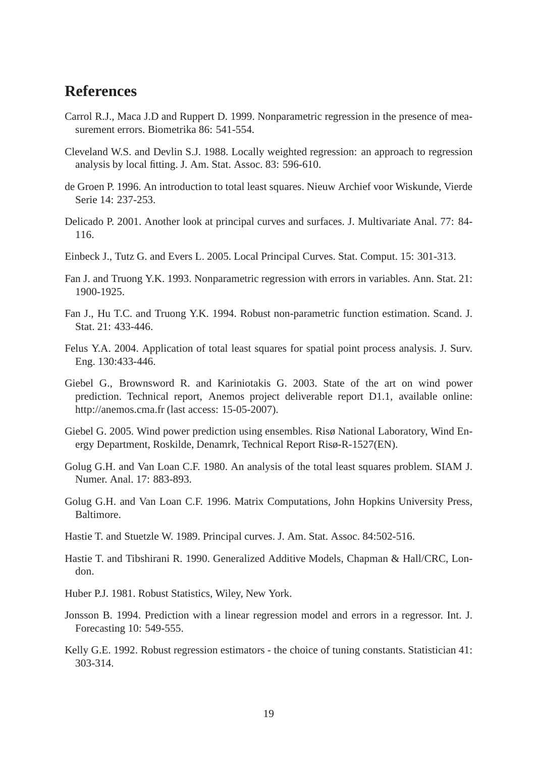## References

Carrol R.J., Maca J.D and Ruppert D. 1999. Nonparametric regression in the presence of measurement errors. Biometrika 86: 541-554.

Cleveland W.S. and Devlin S.J. 1988. Locally weighted regression: an approach to regression analysis by local fitting. J. Am. Stat. Assoc. 83: 596-610.

de Groen P. 1996. An introduction to total least squares. Nieuw Archief voor Wiskunde, Vierde Serie 14: 237-253.

Delicado P. 2001. Another look at principal curves and surfaces. J. Multivariate Anal. 77: 84-116.

Einbeck J., Tutz G. and Evers L. 2005. Local Principal Curves. Stat. Comput. 15: 301-313.

Fan J. and Truong Y.K. 1993. Nonparametric regression with errors in variables. Ann. Stat. 21: 1900-1925.

Fan J., Hu T.C. and Truong Y.K. 1994. Robust non-parametric function estimation. Scand. J. Stat. 21: 433-446.

Felus Y.A. 2004. Application of total least squares for spatial point process analysis. J. Surv. Eng. 130:433-446.

Giebel G., Brownsword R. and Kariniotakis G. 2003. State of the art on wind power prediction. Technical report, Anemos project deliverable report D1.1, available online: http://anemos.cma.fr (last access: 15-05-2007).

Giebel G. 2005. Wind power prediction using ensembles. Risø National Laboratory, Wind Energy Department, Roskilde, Denamrk, Technical Report Risø-R-1527(EN).

Golug G.H. and Van Loan C.F. 1980. An analysis of the total least squares problem. SIAM J. Numer. Anal. 17: 883-893.

Golug G.H. and Van Loan C.F. 1996. Matrix Computations, John Hopkins University Press, Baltimore.

Hastie T. and Stuetzle W. 1989. Principal curves. J. Am. Stat. Assoc. 84:502-516.

Hastie T. and Tibshirani R. 1990. Generalized Additive Models, Chapman & Hall/CRC, London.

Huber P.J. 1981. Robust Statistics, Wiley, New York.

Jonsson B. 1994. Prediction with a linear regression model and errors in a regressor. Int. J. Forecasting 10: 549-555.

Kelly G.E. 1992. Robust regression estimators - the choice of tuning constants. Statistician 41: 303-314.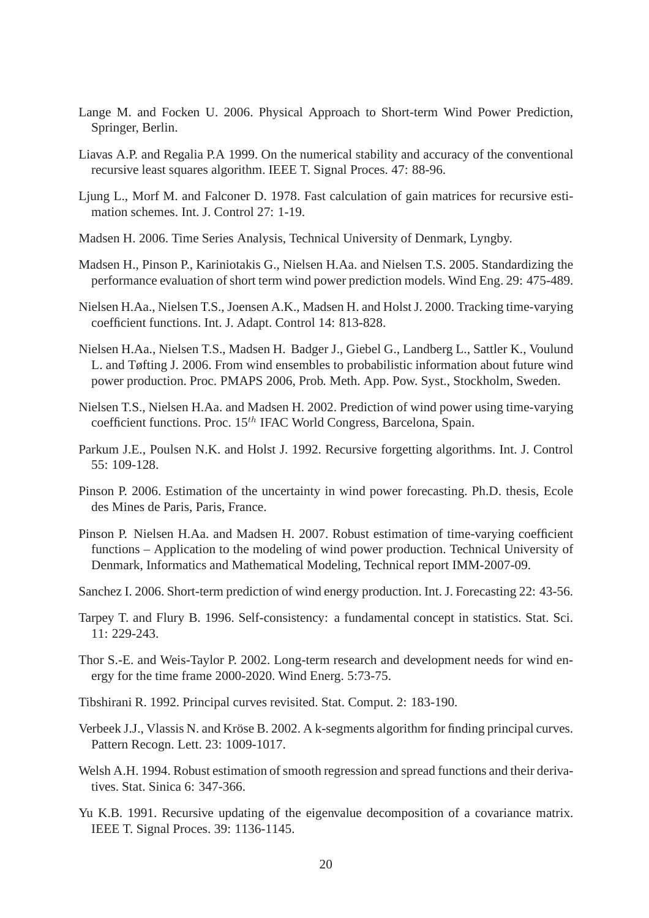Lange M. and Focken U. 2006. Physical Approach to Short-term Wind Power Prediction, Springer, Berlin.

Liavas A.P. and Regalia P.A 1999. On the numerical stability and accuracy of the conventional recursive least squares algorithm. IEEE T. Signal Proces. 47: 88-96.

Ljung L., Morf M. and Falconer D. 1978. Fast calculation of gain matrices for recursive estimation schemes. Int. J. Control 27: 1-19.

Madsen H. 2006. Time Series Analysis, Technical University of Denmark, Lyngby.

Madsen H., Pinson P., Kariniotakis G., Nielsen H.Aa. and Nielsen T.S. 2005. Standardizing the performance evaluation of short term wind power prediction models. Wind Eng. 29: 475-489.

Nielsen H.Aa., Nielsen T.S., Joensen A.K., Madsen H. and Holst J. 2000. Tracking time-varying coefficient functions. Int. J. Adapt. Control 14: 813-828.

Nielsen H.Aa., Nielsen T.S., Madsen H. Badger J., Giebel G., Landberg L., Sattler K., Voulund L. and Tøfting J. 2006. From wind ensembles to probabilistic information about future wind power production. Proc. PMAPS 2006, Prob. Meth. App. Pow. Syst., Stockholm, Sweden.

Nielsen T.S., Nielsen H.Aa. and Madsen H. 2002. Prediction of wind power using time-varying coefficient functions. Proc. $15^{th}$ IFAC World Congress, Barcelona, Spain.

Parkum J.E., Poulsen N.K. and Holst J. 1992. Recursive forgetting algorithms. Int. J. Control 55: 109-128.

Pinson P. 2006. Estimation of the uncertainty in wind power forecasting. Ph.D. thesis, Ecole des Mines de Paris, Paris, France.

Pinson P. Nielsen H.Aa. and Madsen H. 2007. Robust estimation of time-varying coefficient functions – Application to the modeling of wind power production. Technical University of Denmark, Informatics and Mathematical Modeling, Technical report IMM-2007-09.

Sanchez I. 2006. Short-term prediction of wind energy production. Int. J. Forecasting 22: 43-56.

Tarpey T. and Flury B. 1996. Self-consistency: a fundamental concept in statistics. Stat. Sci. 11: 229-243.

Thor S.-E. and Weis-Taylor P. 2002. Long-term research and development needs for wind energy for the time frame 2000-2020. Wind Energ. 5:73-75.

Tibshirani R. 1992. Principal curves revisited. Stat. Comput. 2: 183-190.

Verbeek J.J., Vlassis N. and Kröse B. 2002. A k-segments algorithm for finding principal curves. Pattern Recogn. Lett. 23: 1009-1017.

Welsh A.H. 1994. Robust estimation of smooth regression and spread functions and their derivatives. Stat. Sinica 6: 347-366.

Yu K.B. 1991. Recursive updating of the eigenvalue decomposition of a covariance matrix. IEEE T. Signal Proces. 39: 1136-1145.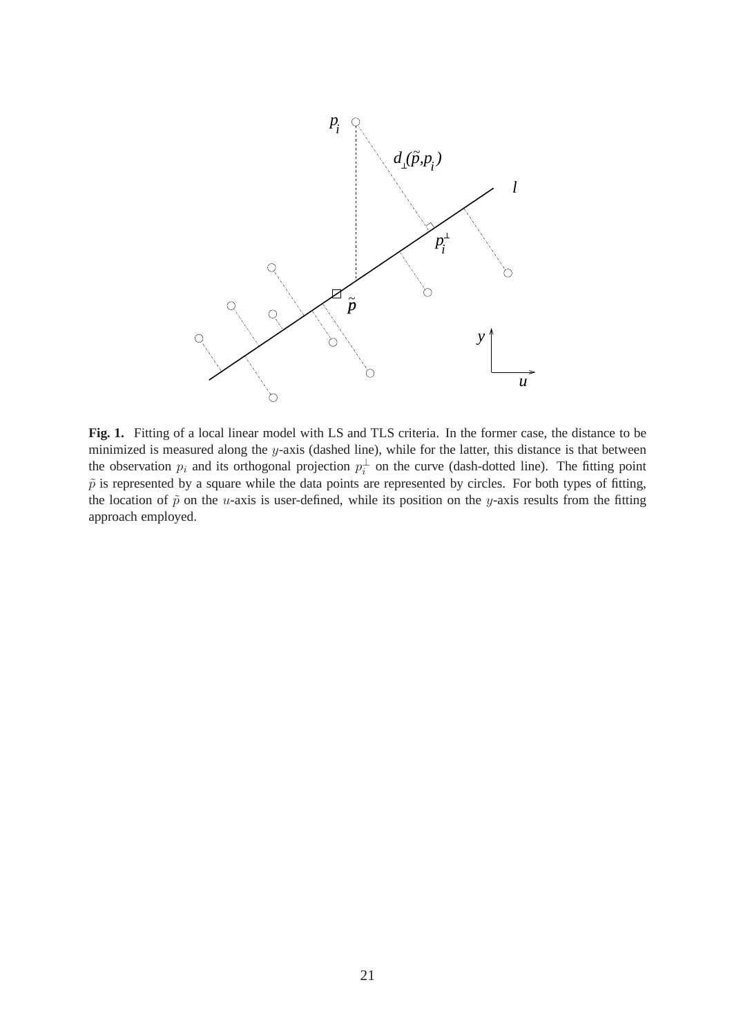**Fig. 1.** Fitting of a local linear model with LS and TLS criteria. In the former case, the distance to be minimized is measured along the $y$-axis (dashed line), while for the latter, this distance is that between the observation $p_i$ and its orthogonal projection $p_i^{\perp}$ on the curve (dash-dotted line). The fitting point $\tilde{p}$ is represented by a square while the data points are represented by circles. For both types of fitting, the location of $\tilde{p}$ on the $u$-axis is user-defined, while its position on the $y$-axis results from the fitting approach employed.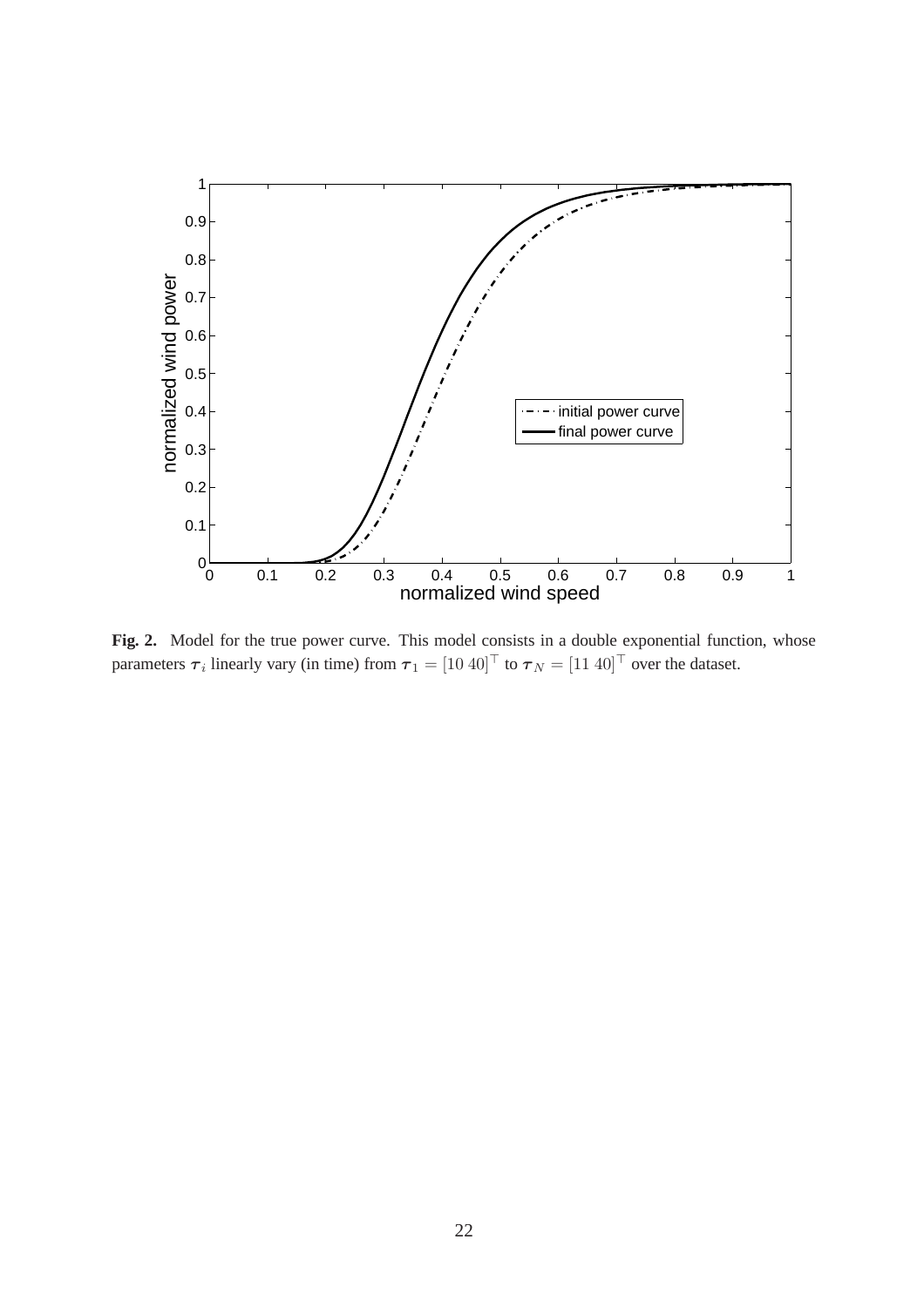**Fig. 2.** Model for the true power curve. This model consists in a double exponential function, whose parameters $\boldsymbol{\tau}_i$ linearly vary (in time) from $\boldsymbol{\tau}_1 = [10\ 40]^\top$ to $\boldsymbol{\tau}_N = [11\ 40]^\top$ over the dataset.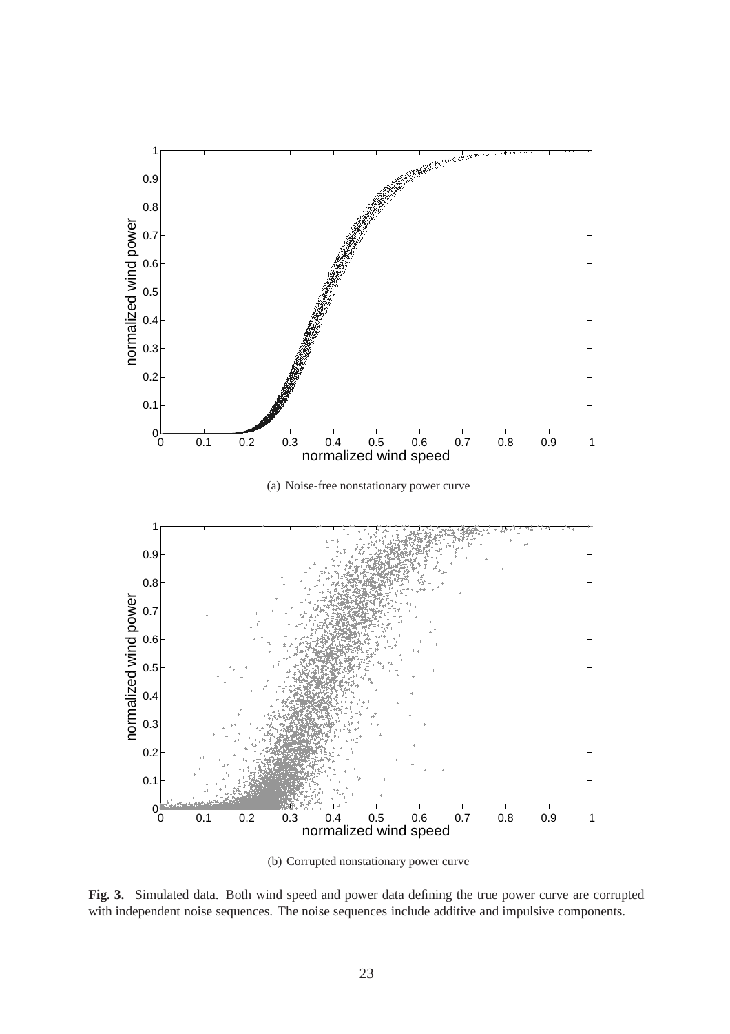(a) Noise-free nonstationary power curve

(b) Corrupted nonstationary power curve

**Fig. 3.** Simulated data. Both wind speed and power data defining the true power curve are corrupted with independent noise sequences. The noise sequences include additive and impulsive components.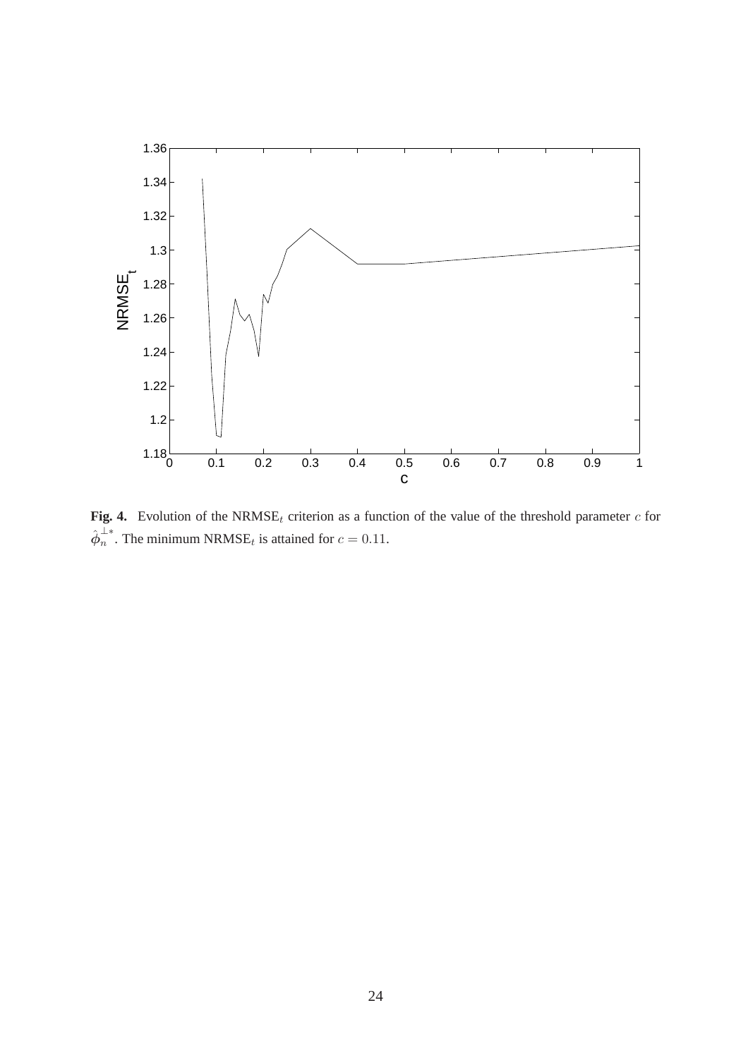**Fig. 4.** Evolution of the $\text{NRMSE}_t$ criterion as a function of the value of the threshold parameter $c$ for $\hat{\phi}_n^{\perp *}$. The minimum $\text{NRMSE}_t$ is attained for $c = 0.11$.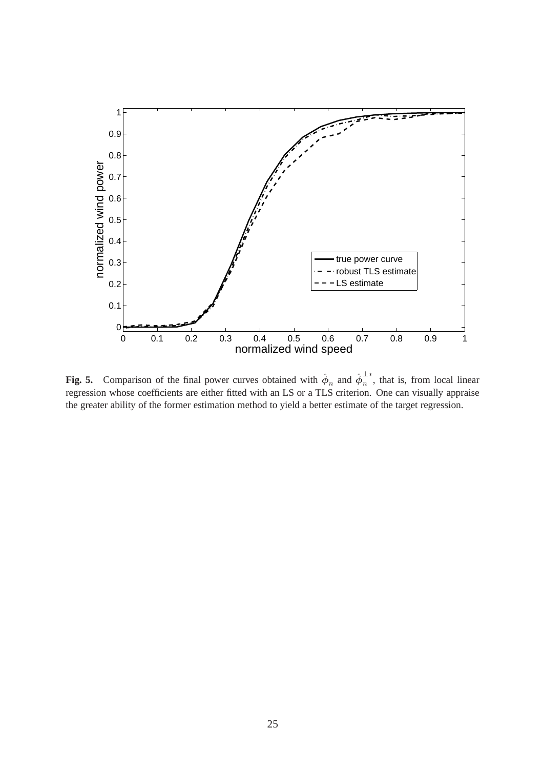**Fig. 5.** Comparison of the final power curves obtained with $\hat{\phi}_n$ and $\hat{\phi}_n^{\perp *}$, that is, from local linear regression whose coefficients are either fitted with an LS or a TLS criterion. One can visually appraise the greater ability of the former estimation method to yield a better estimate of the target regression.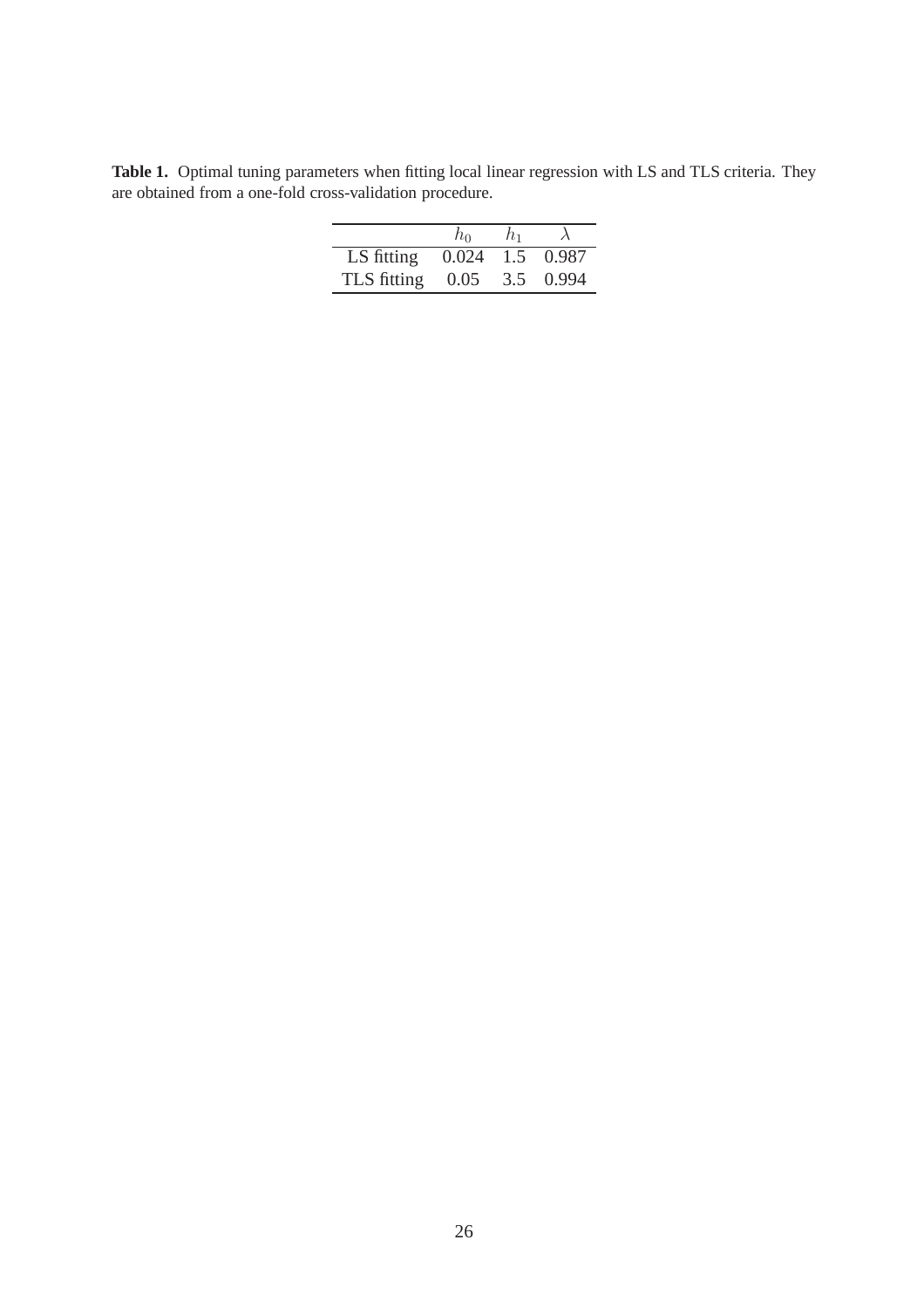**Table 1.** Optimal tuning parameters when fitting local linear regression with LS and TLS criteria. They are obtained from a one-fold cross-validation procedure.

| | $h_0$ | $h_1$ | $\lambda$ |
|---|---|---|---|
| LS fitting | 0.024 | 1.5 | 0.987 |
| TLS fitting | 0.05 | 3.5 | 0.994 |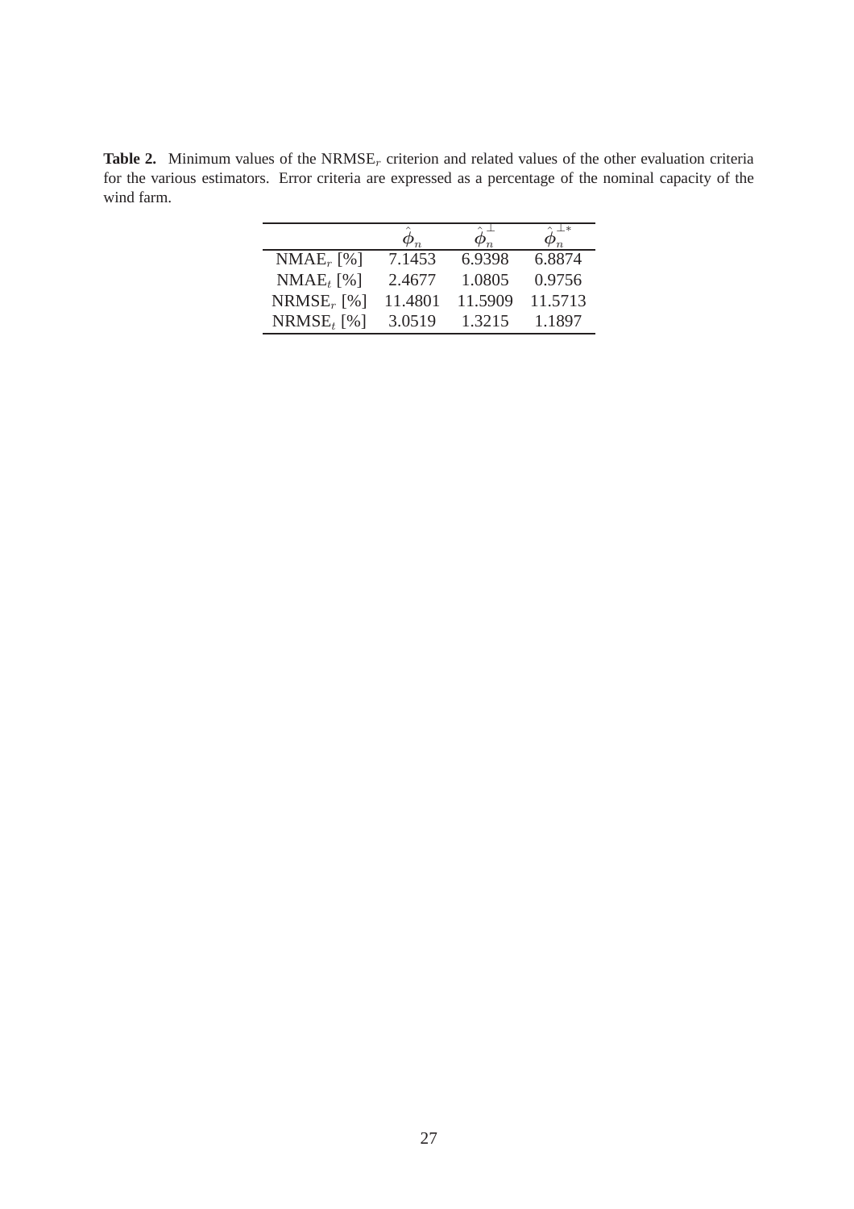**Table 2.** Minimum values of the $\text{NRMSE}_r$ criterion and related values of the other evaluation criteria for the various estimators. Error criteria are expressed as a percentage of the nominal capacity of the wind farm.

| | $\hat{\boldsymbol{\phi}}_n$ | $\hat{\boldsymbol{\phi}}_n^{\perp}$ | $\hat{\boldsymbol{\phi}}_n^{\perp *}$ |
|---|---|---|---|
| $\text{NMAE}_r$ [%] | 7.1453 | 6.9398 | 6.8874 |
| $\text{NMAE}_t$ [%] | 2.4677 | 1.0805 | 0.9756 |
| $\text{NRMSE}_r$ [%] | 11.4801 | 11.5909 | 11.5713 |
| $\text{NRMSE}_t$ [%] | 3.0519 | 1.3215 | 1.1897 |